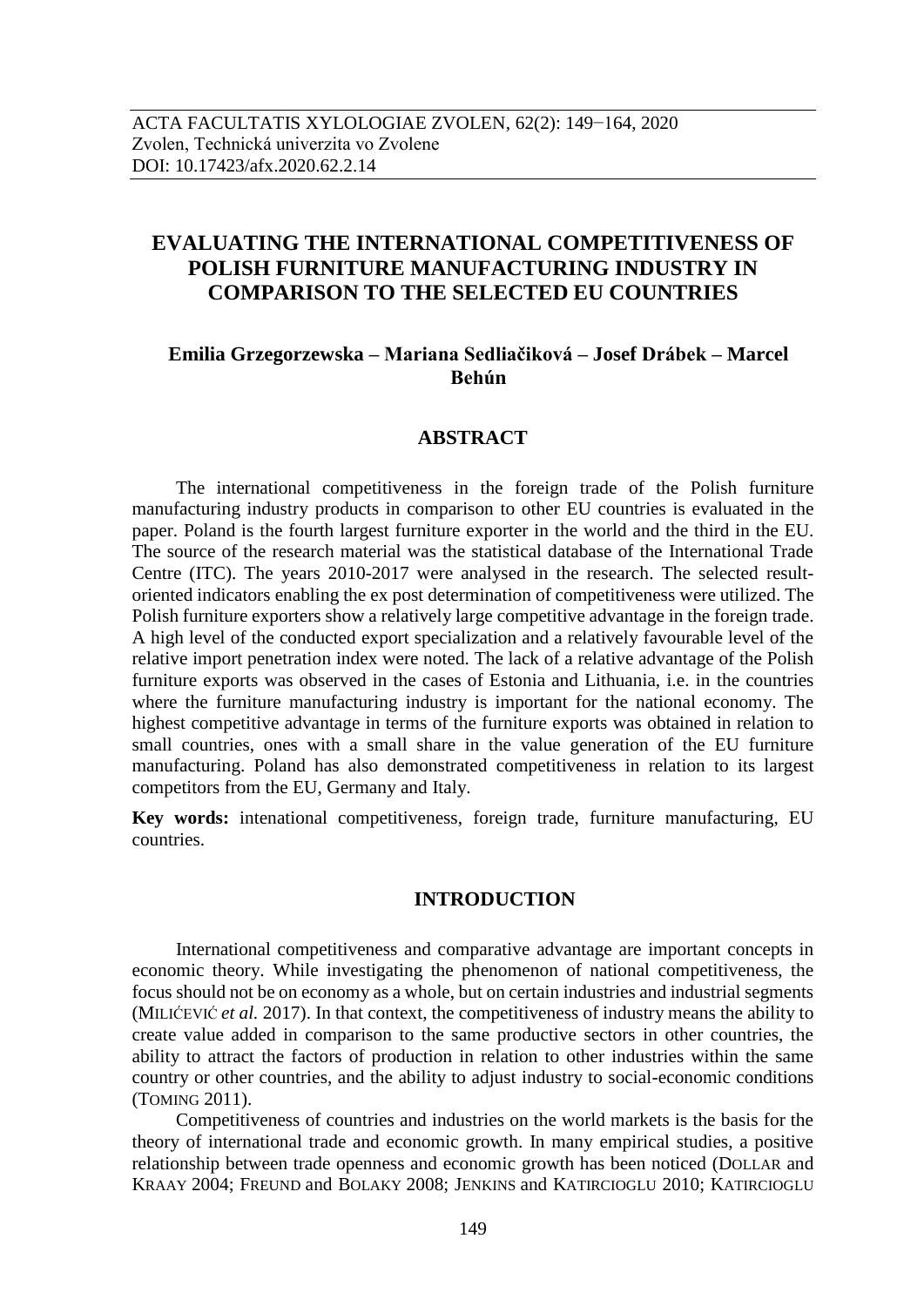# EVALUATING THE INTERNATIONAL COMPETITIVENESS OF POLISH FURNITURE MANUFACTURING INDUSTRY IN COMPARISON TO THE SELECTED EU COUNTRIES

**Emilia Grzegorzewska – Mariana Sedliačiková – Josef Drábek – Marcel Behún**

## ABSTRACT

The international competitiveness in the foreign trade of the Polish furniture manufacturing industry products in comparison to other EU countries is evaluated in the paper. Poland is the fourth largest furniture exporter in the world and the third in the EU. The source of the research material was the statistical database of the International Trade Centre (ITC). The years 2010-2017 were analysed in the research. The selected result-oriented indicators enabling the ex post determination of competitiveness were utilized. The Polish furniture exporters show a relatively large competitive advantage in the foreign trade. A high level of the conducted export specialization and a relatively favourable level of the relative import penetration index were noted. The lack of a relative advantage of the Polish furniture exports was observed in the cases of Estonia and Lithuania, i.e. in the countries where the furniture manufacturing industry is important for the national economy. The highest competitive advantage in terms of the furniture exports was obtained in relation to small countries, ones with a small share in the value generation of the EU furniture manufacturing. Poland has also demonstrated competitiveness in relation to its largest competitors from the EU, Germany and Italy.

**Key words:** intenational competitiveness, foreign trade, furniture manufacturing, EU countries.

## INTRODUCTION

International competitiveness and comparative advantage are important concepts in economic theory. While investigating the phenomenon of national competitiveness, the focus should not be on economy as a whole, but on certain industries and industrial segments (MILIĆEVIĆ *et al.* 2017). In that context, the competitiveness of industry means the ability to create value added in comparison to the same productive sectors in other countries, the ability to attract the factors of production in relation to other industries within the same country or other countries, and the ability to adjust industry to social-economic conditions (TOMING 2011).

Competitiveness of countries and industries on the world markets is the basis for the theory of international trade and economic growth. In many empirical studies, a positive relationship between trade openness and economic growth has been noticed (DOLLAR and KRAAY 2004; FREUND and BOLAKY 2008; JENKINS and KATIRCIOGLU 2010; KATIRCIOGLU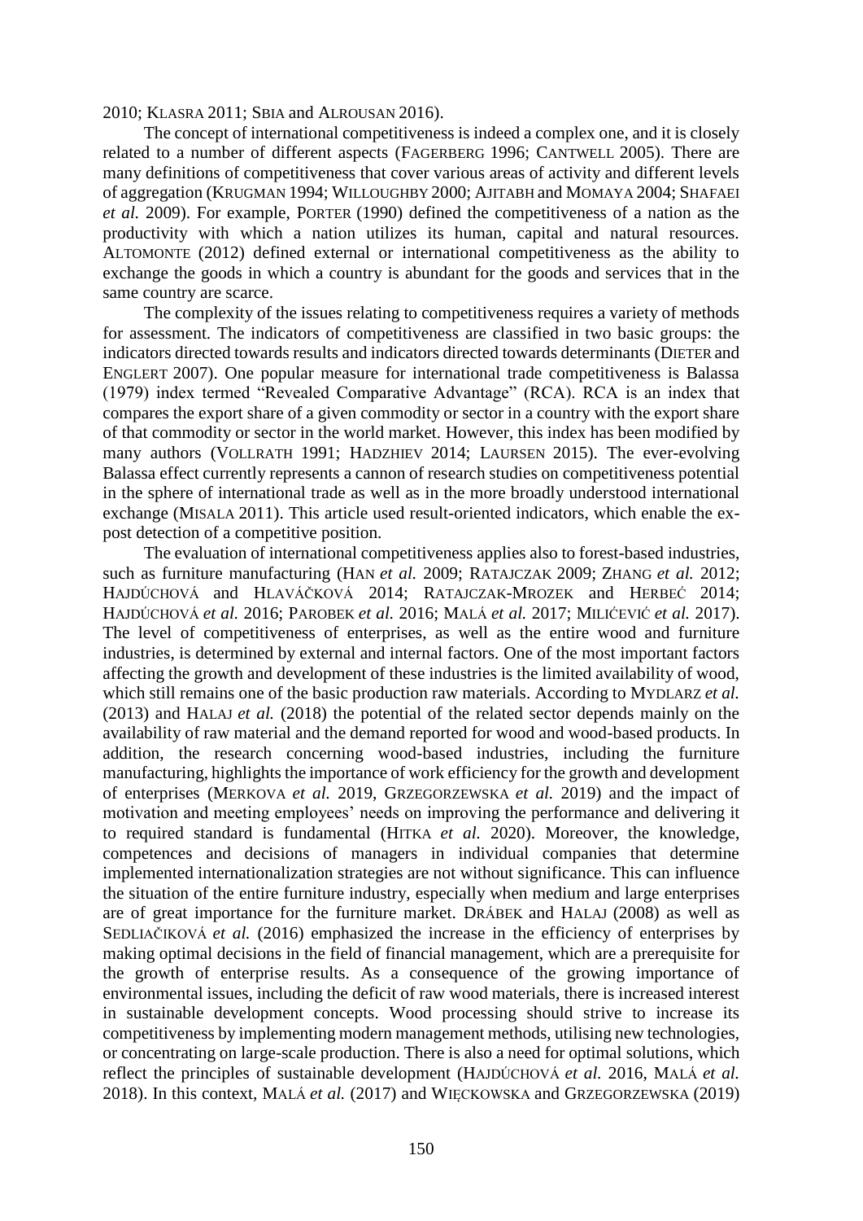2010; KLASRA 2011; SBIA and ALROUSAN 2016).

The concept of international competitiveness is indeed a complex one, and it is closely related to a number of different aspects (FAGERBERG 1996; CANTWELL 2005). There are many definitions of competitiveness that cover various areas of activity and different levels of aggregation (KRUGMAN 1994; WILLOUGHBY 2000; AJITABH and MOMAYA 2004; SHAFAEI *et al.* 2009). For example, PORTER (1990) defined the competitiveness of a nation as the productivity with which a nation utilizes its human, capital and natural resources. ALTOMONTE (2012) defined external or international competitiveness as the ability to exchange the goods in which a country is abundant for the goods and services that in the same country are scarce.

The complexity of the issues relating to competitiveness requires a variety of methods for assessment. The indicators of competitiveness are classified in two basic groups: the indicators directed towards results and indicators directed towards determinants (DIETER and ENGLERT 2007). One popular measure for international trade competitiveness is Balassa (1979) index termed "Revealed Comparative Advantage" (RCA). RCA is an index that compares the export share of a given commodity or sector in a country with the export share of that commodity or sector in the world market. However, this index has been modified by many authors (VOLLRATH 1991; HADZHIEV 2014; LAURSEN 2015). The ever-evolving Balassa effect currently represents a cannon of research studies on competitiveness potential in the sphere of international trade as well as in the more broadly understood international exchange (MISALA 2011). This article used result-oriented indicators, which enable the ex-post detection of a competitive position.

The evaluation of international competitiveness applies also to forest-based industries, such as furniture manufacturing (HAN *et al.* 2009; RATAJCZAK 2009; ZHANG *et al.* 2012; HAJDÚCHOVÁ and HLAVÁČKOVÁ 2014; RATAJCZAK-MROZEK and HERBEĆ 2014; HAJDÚCHOVÁ *et al.* 2016; PAROBEK *et al.* 2016; MALÁ *et al.* 2017; MILIĆEVIĆ *et al.* 2017). The level of competitiveness of enterprises, as well as the entire wood and furniture industries, is determined by external and internal factors. One of the most important factors affecting the growth and development of these industries is the limited availability of wood, which still remains one of the basic production raw materials. According to MYDLARZ *et al.* (2013) and HALAJ *et al.* (2018) the potential of the related sector depends mainly on the availability of raw material and the demand reported for wood and wood-based products. In addition, the research concerning wood-based industries, including the furniture manufacturing, highlights the importance of work efficiency for the growth and development of enterprises (MERKOVA *et al.* 2019, GRZEGORZEWSKA *et al.* 2019) and the impact of motivation and meeting employees' needs on improving the performance and delivering it to required standard is fundamental (HITKA *et al.* 2020). Moreover, the knowledge, competences and decisions of managers in individual companies that determine implemented internationalization strategies are not without significance. This can influence the situation of the entire furniture industry, especially when medium and large enterprises are of great importance for the furniture market. DRÁBEK and HALAJ (2008) as well as SEDLIAČIKOVÁ *et al.* (2016) emphasized the increase in the efficiency of enterprises by making optimal decisions in the field of financial management, which are a prerequisite for the growth of enterprise results. As a consequence of the growing importance of environmental issues, including the deficit of raw wood materials, there is increased interest in sustainable development concepts. Wood processing should strive to increase its competitiveness by implementing modern management methods, utilising new technologies, or concentrating on large-scale production. There is also a need for optimal solutions, which reflect the principles of sustainable development (HAJDÚCHOVÁ *et al.* 2016, MALÁ *et al.* 2018). In this context, MALÁ *et al.* (2017) and WIĘCKOWSKA and GRZEGORZEWSKA (2019)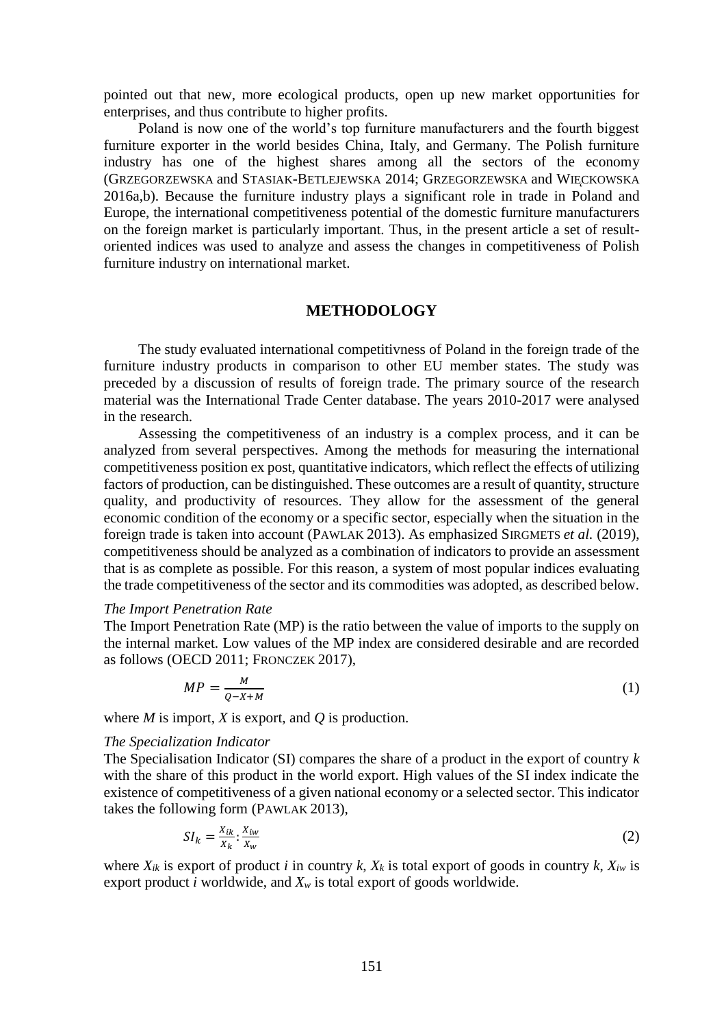pointed out that new, more ecological products, open up new market opportunities for enterprises, and thus contribute to higher profits.

Poland is now one of the world's top furniture manufacturers and the fourth biggest furniture exporter in the world besides China, Italy, and Germany. The Polish furniture industry has one of the highest shares among all the sectors of the economy (Grzegorzewska and Stasiak-Betlejewska 2014; Grzegorzewska and Więckowska 2016a,b). Because the furniture industry plays a significant role in trade in Poland and Europe, the international competitiveness potential of the domestic furniture manufacturers on the foreign market is particularly important. Thus, in the present article a set of result-oriented indices was used to analyze and assess the changes in competitiveness of Polish furniture industry on international market.

## METHODOLOGY

The study evaluated international competitivness of Poland in the foreign trade of the furniture industry products in comparison to other EU member states. The study was preceded by a discussion of results of foreign trade. The primary source of the research material was the International Trade Center database. The years 2010-2017 were analysed in the research.

Assessing the competitiveness of an industry is a complex process, and it can be analyzed from several perspectives. Among the methods for measuring the international competitiveness position ex post, quantitative indicators, which reflect the effects of utilizing factors of production, can be distinguished. These outcomes are a result of quantity, structure quality, and productivity of resources. They allow for the assessment of the general economic condition of the economy or a specific sector, especially when the situation in the foreign trade is taken into account (Pawlak 2013). As emphasized Sirgmets *et al.* (2019), competitiveness should be analyzed as a combination of indicators to provide an assessment that is as complete as possible. For this reason, a system of most popular indices evaluating the trade competitiveness of the sector and its commodities was adopted, as described below.

*The Import Penetration Rate*

The Import Penetration Rate (MP) is the ratio between the value of imports to the supply on the internal market. Low values of the MP index are considered desirable and are recorded as follows (OECD 2011; Fronczek 2017),

$$MP = \frac{M}{Q - X + M} \tag{1}$$

where $M$ is import, $X$ is export, and $Q$ is production.

*The Specialization Indicator*

The Specialisation Indicator (SI) compares the share of a product in the export of country $k$ with the share of this product in the world export. High values of the SI index indicate the existence of competitiveness of a given national economy or a selected sector. This indicator takes the following form (Pawlak 2013),

$$SI_k = \frac{X_{ik}}{X_k} : \frac{X_{iw}}{X_w} \tag{2}$$

where $X_{ik}$ is export of product $i$ in country $k$, $X_k$ is total export of goods in country $k$, $X_{iw}$ is export product $i$ worldwide, and $X_w$ is total export of goods worldwide.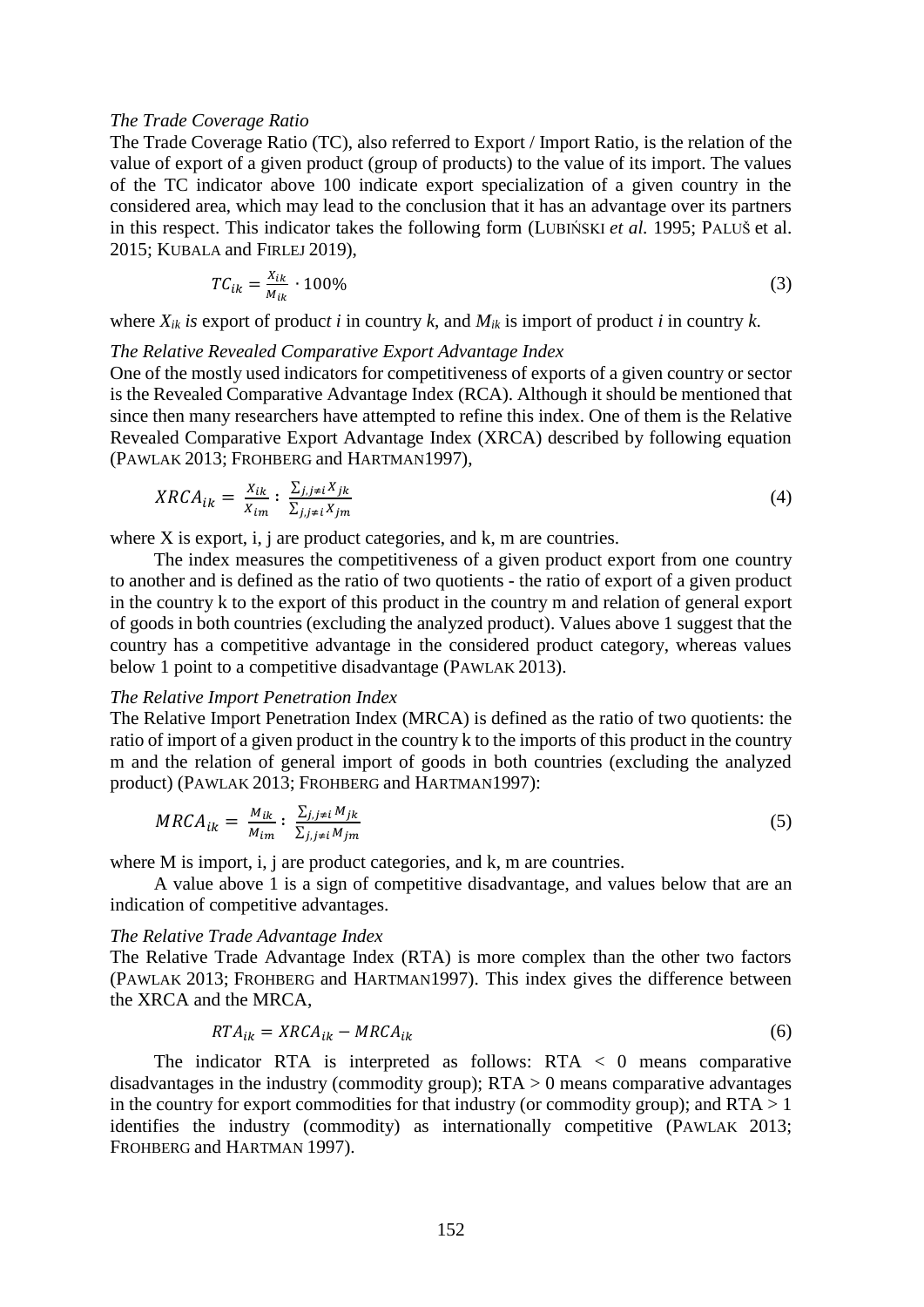*The Trade Coverage Ratio*

The Trade Coverage Ratio (TC), also referred to Export / Import Ratio, is the relation of the value of export of a given product (group of products) to the value of its import. The values of the TC indicator above 100 indicate export specialization of a given country in the considered area, which may lead to the conclusion that it has an advantage over its partners in this respect. This indicator takes the following form (LUBIŃSKI *et al.* 1995; PALUŠ et al. 2015; KUBALA and FIRLEJ 2019),

$$TC_{ik} = \frac{X_{ik}}{M_{ik}} \cdot 100\% \tag{3}$$

where $X_{ik}$ *is* export of product *i* in country *k*, and $M_{ik}$ is import of product *i* in country *k*.

*The Relative Revealed Comparative Export Advantage Index*

One of the mostly used indicators for competitiveness of exports of a given country or sector is the Revealed Comparative Advantage Index (RCA). Although it should be mentioned that since then many researchers have attempted to refine this index. One of them is the Relative Revealed Comparative Export Advantage Index (XRCA) described by following equation (PAWLAK 2013; FROHBERG and HARTMAN1997),

$$XRCA_{ik} = \frac{X_{ik}}{X_{im}} : \frac{\sum_{j,j \neq i} X_{jk}}{\sum_{j,j \neq i} X_{jm}} \tag{4}$$

where X is export, i, j are product categories, and k, m are countries.

The index measures the competitiveness of a given product export from one country to another and is defined as the ratio of two quotients - the ratio of export of a given product in the country k to the export of this product in the country m and relation of general export of goods in both countries (excluding the analyzed product). Values above 1 suggest that the country has a competitive advantage in the considered product category, whereas values below 1 point to a competitive disadvantage (PAWLAK 2013).

*The Relative Import Penetration Index*

The Relative Import Penetration Index (MRCA) is defined as the ratio of two quotients: the ratio of import of a given product in the country k to the imports of this product in the country m and the relation of general import of goods in both countries (excluding the analyzed product) (PAWLAK 2013; FROHBERG and HARTMAN1997):

$$MRCA_{ik} = \frac{M_{ik}}{M_{im}} : \frac{\sum_{j,j \neq i} M_{jk}}{\sum_{j,j \neq i} M_{jm}} \tag{5}$$

where M is import, i, j are product categories, and k, m are countries.

A value above 1 is a sign of competitive disadvantage, and values below that are an indication of competitive advantages.

*The Relative Trade Advantage Index*

The Relative Trade Advantage Index (RTA) is more complex than the other two factors (PAWLAK 2013; FROHBERG and HARTMAN1997). This index gives the difference between the XRCA and the MRCA,

$$RTA_{ik} = XRCA_{ik} - MRCA_{ik} \tag{6}$$

The indicator RTA is interpreted as follows: RTA $< 0$ means comparative disadvantages in the industry (commodity group); RTA $> 0$ means comparative advantages in the country for export commodities for that industry (or commodity group); and RTA $> 1$ identifies the industry (commodity) as internationally competitive (PAWLAK 2013; FROHBERG and HARTMAN 1997).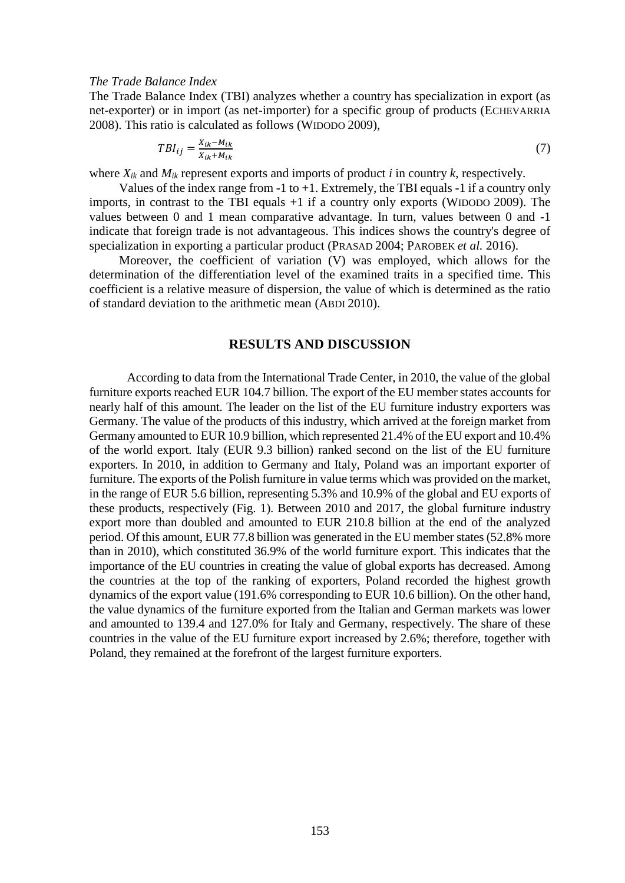*The Trade Balance Index*

The Trade Balance Index (TBI) analyzes whether a country has specialization in export (as net-exporter) or in import (as net-importer) for a specific group of products (ECHEVARRIA 2008). This ratio is calculated as follows (WIDODO 2009),

$$TBI_{ij} = \frac{X_{ik} - M_{ik}}{X_{ik} + M_{ik}} \tag{7}$$

where $X_{ik}$ and $M_{ik}$ represent exports and imports of product $i$ in country $k$, respectively.

Values of the index range from -1 to +1. Extremely, the TBI equals -1 if a country only imports, in contrast to the TBI equals +1 if a country only exports (WIDODO 2009). The values between 0 and 1 mean comparative advantage. In turn, values between 0 and -1 indicate that foreign trade is not advantageous. This indices shows the country's degree of specialization in exporting a particular product (PRASAD 2004; PAROBEK *et al.* 2016).

Moreover, the coefficient of variation (V) was employed, which allows for the determination of the differentiation level of the examined traits in a specified time. This coefficient is a relative measure of dispersion, the value of which is determined as the ratio of standard deviation to the arithmetic mean (ABDI 2010).

## RESULTS AND DISCUSSION

According to data from the International Trade Center, in 2010, the value of the global furniture exports reached EUR 104.7 billion. The export of the EU member states accounts for nearly half of this amount. The leader on the list of the EU furniture industry exporters was Germany. The value of the products of this industry, which arrived at the foreign market from Germany amounted to EUR 10.9 billion, which represented 21.4% of the EU export and 10.4% of the world export. Italy (EUR 9.3 billion) ranked second on the list of the EU furniture exporters. In 2010, in addition to Germany and Italy, Poland was an important exporter of furniture. The exports of the Polish furniture in value terms which was provided on the market, in the range of EUR 5.6 billion, representing 5.3% and 10.9% of the global and EU exports of these products, respectively (Fig. 1). Between 2010 and 2017, the global furniture industry export more than doubled and amounted to EUR 210.8 billion at the end of the analyzed period. Of this amount, EUR 77.8 billion was generated in the EU member states (52.8% more than in 2010), which constituted 36.9% of the world furniture export. This indicates that the importance of the EU countries in creating the value of global exports has decreased. Among the countries at the top of the ranking of exporters, Poland recorded the highest growth dynamics of the export value (191.6% corresponding to EUR 10.6 billion). On the other hand, the value dynamics of the furniture exported from the Italian and German markets was lower and amounted to 139.4 and 127.0% for Italy and Germany, respectively. The share of these countries in the value of the EU furniture export increased by 2.6%; therefore, together with Poland, they remained at the forefront of the largest furniture exporters.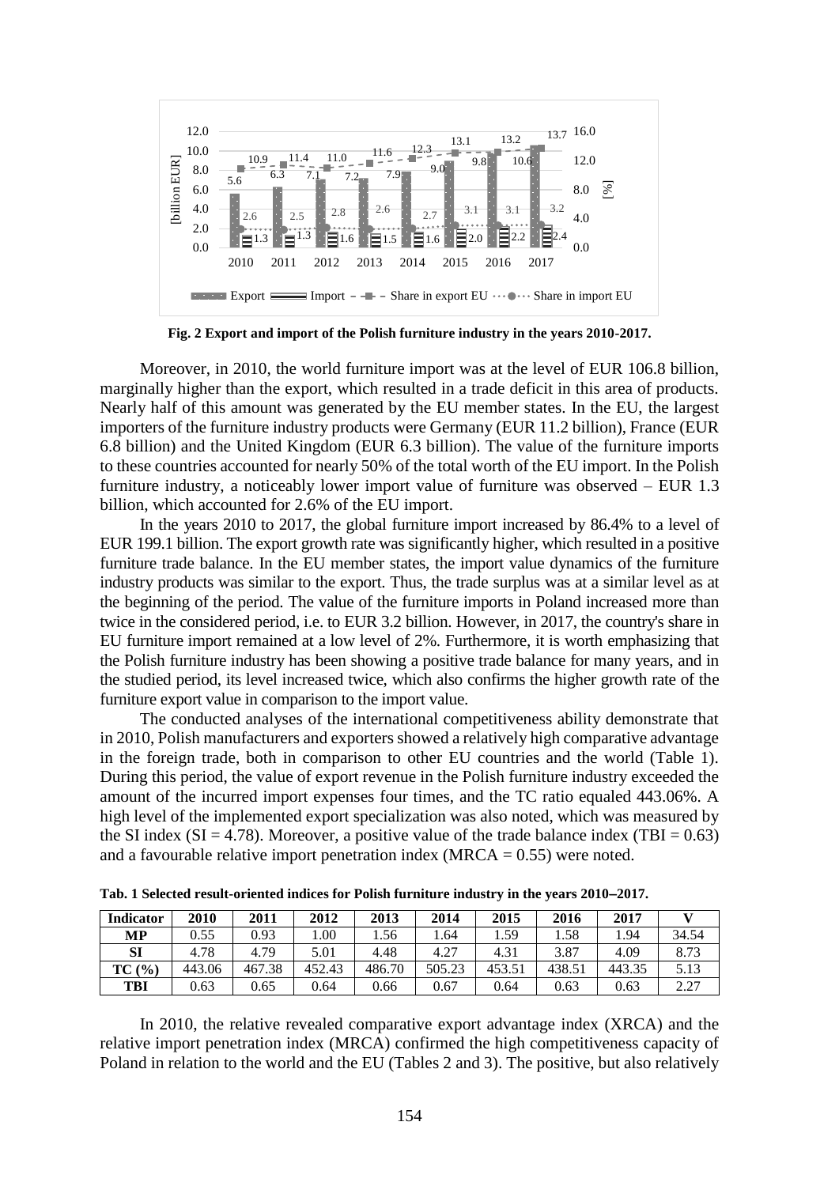**Fig. 2 Export and import of the Polish furniture industry in the years 2010-2017.**

Moreover, in 2010, the world furniture import was at the level of EUR 106.8 billion, marginally higher than the export, which resulted in a trade deficit in this area of products. Nearly half of this amount was generated by the EU member states. In the EU, the largest importers of the furniture industry products were Germany (EUR 11.2 billion), France (EUR 6.8 billion) and the United Kingdom (EUR 6.3 billion). The value of the furniture imports to these countries accounted for nearly 50% of the total worth of the EU import. In the Polish furniture industry, a noticeably lower import value of furniture was observed – EUR 1.3 billion, which accounted for 2.6% of the EU import.

In the years 2010 to 2017, the global furniture import increased by 86.4% to a level of EUR 199.1 billion. The export growth rate was significantly higher, which resulted in a positive furniture trade balance. In the EU member states, the import value dynamics of the furniture industry products was similar to the export. Thus, the trade surplus was at a similar level as at the beginning of the period. The value of the furniture imports in Poland increased more than twice in the considered period, i.e. to EUR 3.2 billion. However, in 2017, the country's share in EU furniture import remained at a low level of 2%. Furthermore, it is worth emphasizing that the Polish furniture industry has been showing a positive trade balance for many years, and in the studied period, its level increased twice, which also confirms the higher growth rate of the furniture export value in comparison to the import value.

The conducted analyses of the international competitiveness ability demonstrate that in 2010, Polish manufacturers and exporters showed a relatively high comparative advantage in the foreign trade, both in comparison to other EU countries and the world (Table 1). During this period, the value of export revenue in the Polish furniture industry exceeded the amount of the incurred import expenses four times, and the TC ratio equaled 443.06%. A high level of the implemented export specialization was also noted, which was measured by the SI index (SI = 4.78). Moreover, a positive value of the trade balance index (TBI = 0.63) and a favourable relative import penetration index (MRCA = 0.55) were noted.

**Tab. 1 Selected result-oriented indices for Polish furniture industry in the years 2010–2017.**

| Indicator | 2010 | 2011 | 2012 | 2013 | 2014 | 2015 | 2016 | 2017 | V |
|---|---|---|---|---|---|---|---|---|---|
| **MP** | 0.55 | 0.93 | 1.00 | 1.56 | 1.64 | 1.59 | 1.58 | 1.94 | 34.54 |
| **SI** | 4.78 | 4.79 | 5.01 | 4.48 | 4.27 | 4.31 | 3.87 | 4.09 | 8.73 |
| **TC (%)** | 443.06 | 467.38 | 452.43 | 486.70 | 505.23 | 453.51 | 438.51 | 443.35 | 5.13 |
| **TBI** | 0.63 | 0.65 | 0.64 | 0.66 | 0.67 | 0.64 | 0.63 | 0.63 | 2.27 |

In 2010, the relative revealed comparative export advantage index (XRCA) and the relative import penetration index (MRCA) confirmed the high competitiveness capacity of Poland in relation to the world and the EU (Tables 2 and 3). The positive, but also relatively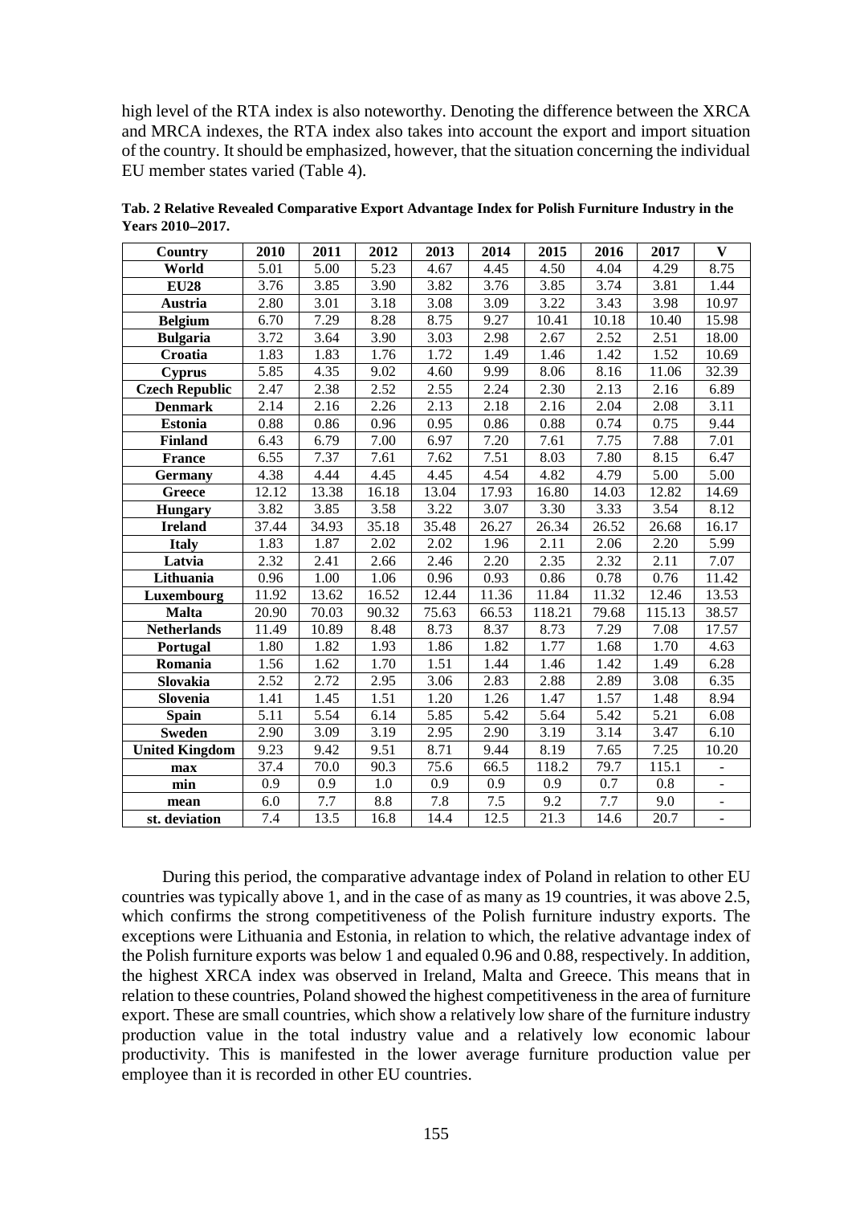high level of the RTA index is also noteworthy. Denoting the difference between the XRCA and MRCA indexes, the RTA index also takes into account the export and import situation of the country. It should be emphasized, however, that the situation concerning the individual EU member states varied (Table 4).

**Tab. 2 Relative Revealed Comparative Export Advantage Index for Polish Furniture Industry in the Years 2010–2017.**

| Country | 2010 | 2011 | 2012 | 2013 | 2014 | 2015 | 2016 | 2017 | V |
|---|---|---|---|---|---|---|---|---|---|
| **World** | 5.01 | 5.00 | 5.23 | 4.67 | 4.45 | 4.50 | 4.04 | 4.29 | 8.75 |
| **EU28** | 3.76 | 3.85 | 3.90 | 3.82 | 3.76 | 3.85 | 3.74 | 3.81 | 1.44 |
| **Austria** | 2.80 | 3.01 | 3.18 | 3.08 | 3.09 | 3.22 | 3.43 | 3.98 | 10.97 |
| **Belgium** | 6.70 | 7.29 | 8.28 | 8.75 | 9.27 | 10.41 | 10.18 | 10.40 | 15.98 |
| **Bulgaria** | 3.72 | 3.64 | 3.90 | 3.03 | 2.98 | 2.67 | 2.52 | 2.51 | 18.00 |
| **Croatia** | 1.83 | 1.83 | 1.76 | 1.72 | 1.49 | 1.46 | 1.42 | 1.52 | 10.69 |
| **Cyprus** | 5.85 | 4.35 | 9.02 | 4.60 | 9.99 | 8.06 | 8.16 | 11.06 | 32.39 |
| **Czech Republic** | 2.47 | 2.38 | 2.52 | 2.55 | 2.24 | 2.30 | 2.13 | 2.16 | 6.89 |
| **Denmark** | 2.14 | 2.16 | 2.26 | 2.13 | 2.18 | 2.16 | 2.04 | 2.08 | 3.11 |
| **Estonia** | 0.88 | 0.86 | 0.96 | 0.95 | 0.86 | 0.88 | 0.74 | 0.75 | 9.44 |
| **Finland** | 6.43 | 6.79 | 7.00 | 6.97 | 7.20 | 7.61 | 7.75 | 7.88 | 7.01 |
| **France** | 6.55 | 7.37 | 7.61 | 7.62 | 7.51 | 8.03 | 7.80 | 8.15 | 6.47 |
| **Germany** | 4.38 | 4.44 | 4.45 | 4.45 | 4.54 | 4.82 | 4.79 | 5.00 | 5.00 |
| **Greece** | 12.12 | 13.38 | 16.18 | 13.04 | 17.93 | 16.80 | 14.03 | 12.82 | 14.69 |
| **Hungary** | 3.82 | 3.85 | 3.58 | 3.22 | 3.07 | 3.30 | 3.33 | 3.54 | 8.12 |
| **Ireland** | 37.44 | 34.93 | 35.18 | 35.48 | 26.27 | 26.34 | 26.52 | 26.68 | 16.17 |
| **Italy** | 1.83 | 1.87 | 2.02 | 2.02 | 1.96 | 2.11 | 2.06 | 2.20 | 5.99 |
| **Latvia** | 2.32 | 2.41 | 2.66 | 2.46 | 2.20 | 2.35 | 2.32 | 2.11 | 7.07 |
| **Lithuania** | 0.96 | 1.00 | 1.06 | 0.96 | 0.93 | 0.86 | 0.78 | 0.76 | 11.42 |
| **Luxembourg** | 11.92 | 13.62 | 16.52 | 12.44 | 11.36 | 11.84 | 11.32 | 12.46 | 13.53 |
| **Malta** | 20.90 | 70.03 | 90.32 | 75.63 | 66.53 | 118.21 | 79.68 | 115.13 | 38.57 |
| **Netherlands** | 11.49 | 10.89 | 8.48 | 8.73 | 8.37 | 8.73 | 7.29 | 7.08 | 17.57 |
| **Portugal** | 1.80 | 1.82 | 1.93 | 1.86 | 1.82 | 1.77 | 1.68 | 1.70 | 4.63 |
| **Romania** | 1.56 | 1.62 | 1.70 | 1.51 | 1.44 | 1.46 | 1.42 | 1.49 | 6.28 |
| **Slovakia** | 2.52 | 2.72 | 2.95 | 3.06 | 2.83 | 2.88 | 2.89 | 3.08 | 6.35 |
| **Slovenia** | 1.41 | 1.45 | 1.51 | 1.20 | 1.26 | 1.47 | 1.57 | 1.48 | 8.94 |
| **Spain** | 5.11 | 5.54 | 6.14 | 5.85 | 5.42 | 5.64 | 5.42 | 5.21 | 6.08 |
| **Sweden** | 2.90 | 3.09 | 3.19 | 2.95 | 2.90 | 3.19 | 3.14 | 3.47 | 6.10 |
| **United Kingdom** | 9.23 | 9.42 | 9.51 | 8.71 | 9.44 | 8.19 | 7.65 | 7.25 | 10.20 |
| **max** | 37.4 | 70.0 | 90.3 | 75.6 | 66.5 | 118.2 | 79.7 | 115.1 | - |
| **min** | 0.9 | 0.9 | 1.0 | 0.9 | 0.9 | 0.9 | 0.7 | 0.8 | - |
| **mean** | 6.0 | 7.7 | 8.8 | 7.8 | 7.5 | 9.2 | 7.7 | 9.0 | - |
| **st. deviation** | 7.4 | 13.5 | 16.8 | 14.4 | 12.5 | 21.3 | 14.6 | 20.7 | - |

During this period, the comparative advantage index of Poland in relation to other EU countries was typically above 1, and in the case of as many as 19 countries, it was above 2.5, which confirms the strong competitiveness of the Polish furniture industry exports. The exceptions were Lithuania and Estonia, in relation to which, the relative advantage index of the Polish furniture exports was below 1 and equaled 0.96 and 0.88, respectively. In addition, the highest XRCA index was observed in Ireland, Malta and Greece. This means that in relation to these countries, Poland showed the highest competitiveness in the area of furniture export. These are small countries, which show a relatively low share of the furniture industry production value in the total industry value and a relatively low economic labour productivity. This is manifested in the lower average furniture production value per employee than it is recorded in other EU countries.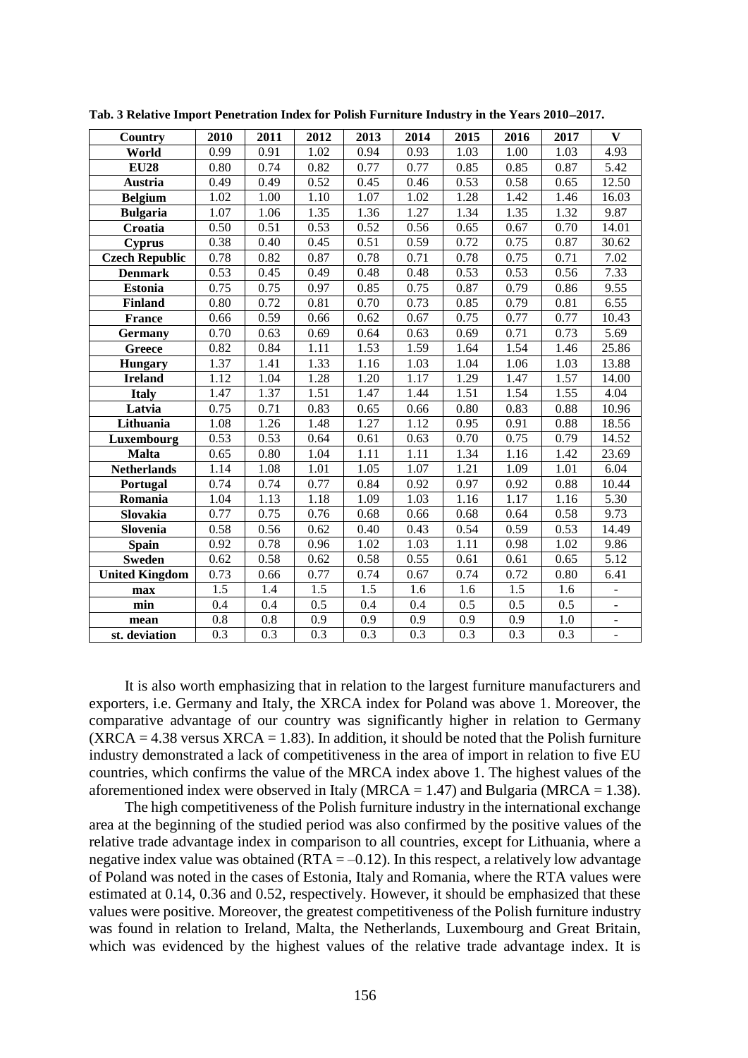**Tab. 3 Relative Import Penetration Index for Polish Furniture Industry in the Years 2010–2017.**

| Country | 2010 | 2011 | 2012 | 2013 | 2014 | 2015 | 2016 | 2017 | V |
|---|---|---|---|---|---|---|---|---|---|
| World | 0.99 | 0.91 | 1.02 | 0.94 | 0.93 | 1.03 | 1.00 | 1.03 | 4.93 |
| EU28 | 0.80 | 0.74 | 0.82 | 0.77 | 0.77 | 0.85 | 0.85 | 0.87 | 5.42 |
| Austria | 0.49 | 0.49 | 0.52 | 0.45 | 0.46 | 0.53 | 0.58 | 0.65 | 12.50 |
| Belgium | 1.02 | 1.00 | 1.10 | 1.07 | 1.02 | 1.28 | 1.42 | 1.46 | 16.03 |
| Bulgaria | 1.07 | 1.06 | 1.35 | 1.36 | 1.27 | 1.34 | 1.35 | 1.32 | 9.87 |
| Croatia | 0.50 | 0.51 | 0.53 | 0.52 | 0.56 | 0.65 | 0.67 | 0.70 | 14.01 |
| Cyprus | 0.38 | 0.40 | 0.45 | 0.51 | 0.59 | 0.72 | 0.75 | 0.87 | 30.62 |
| Czech Republic | 0.78 | 0.82 | 0.87 | 0.78 | 0.71 | 0.78 | 0.75 | 0.71 | 7.02 |
| Denmark | 0.53 | 0.45 | 0.49 | 0.48 | 0.48 | 0.53 | 0.53 | 0.56 | 7.33 |
| Estonia | 0.75 | 0.75 | 0.97 | 0.85 | 0.75 | 0.87 | 0.79 | 0.86 | 9.55 |
| Finland | 0.80 | 0.72 | 0.81 | 0.70 | 0.73 | 0.85 | 0.79 | 0.81 | 6.55 |
| France | 0.66 | 0.59 | 0.66 | 0.62 | 0.67 | 0.75 | 0.77 | 0.77 | 10.43 |
| Germany | 0.70 | 0.63 | 0.69 | 0.64 | 0.63 | 0.69 | 0.71 | 0.73 | 5.69 |
| Greece | 0.82 | 0.84 | 1.11 | 1.53 | 1.59 | 1.64 | 1.54 | 1.46 | 25.86 |
| Hungary | 1.37 | 1.41 | 1.33 | 1.16 | 1.03 | 1.04 | 1.06 | 1.03 | 13.88 |
| Ireland | 1.12 | 1.04 | 1.28 | 1.20 | 1.17 | 1.29 | 1.47 | 1.57 | 14.00 |
| Italy | 1.47 | 1.37 | 1.51 | 1.47 | 1.44 | 1.51 | 1.54 | 1.55 | 4.04 |
| Latvia | 0.75 | 0.71 | 0.83 | 0.65 | 0.66 | 0.80 | 0.83 | 0.88 | 10.96 |
| Lithuania | 1.08 | 1.26 | 1.48 | 1.27 | 1.12 | 0.95 | 0.91 | 0.88 | 18.56 |
| Luxembourg | 0.53 | 0.53 | 0.64 | 0.61 | 0.63 | 0.70 | 0.75 | 0.79 | 14.52 |
| Malta | 0.65 | 0.80 | 1.04 | 1.11 | 1.11 | 1.34 | 1.16 | 1.42 | 23.69 |
| Netherlands | 1.14 | 1.08 | 1.01 | 1.05 | 1.07 | 1.21 | 1.09 | 1.01 | 6.04 |
| Portugal | 0.74 | 0.74 | 0.77 | 0.84 | 0.92 | 0.97 | 0.92 | 0.88 | 10.44 |
| Romania | 1.04 | 1.13 | 1.18 | 1.09 | 1.03 | 1.16 | 1.17 | 1.16 | 5.30 |
| Slovakia | 0.77 | 0.75 | 0.76 | 0.68 | 0.66 | 0.68 | 0.64 | 0.58 | 9.73 |
| Slovenia | 0.58 | 0.56 | 0.62 | 0.40 | 0.43 | 0.54 | 0.59 | 0.53 | 14.49 |
| Spain | 0.92 | 0.78 | 0.96 | 1.02 | 1.03 | 1.11 | 0.98 | 1.02 | 9.86 |
| Sweden | 0.62 | 0.58 | 0.62 | 0.58 | 0.55 | 0.61 | 0.61 | 0.65 | 5.12 |
| United Kingdom | 0.73 | 0.66 | 0.77 | 0.74 | 0.67 | 0.74 | 0.72 | 0.80 | 6.41 |
| max | 1.5 | 1.4 | 1.5 | 1.5 | 1.6 | 1.6 | 1.5 | 1.6 | - |
| min | 0.4 | 0.4 | 0.5 | 0.4 | 0.4 | 0.5 | 0.5 | 0.5 | - |
| mean | 0.8 | 0.8 | 0.9 | 0.9 | 0.9 | 0.9 | 0.9 | 1.0 | - |
| st. deviation | 0.3 | 0.3 | 0.3 | 0.3 | 0.3 | 0.3 | 0.3 | 0.3 | - |

It is also worth emphasizing that in relation to the largest furniture manufacturers and exporters, i.e. Germany and Italy, the XRCA index for Poland was above 1. Moreover, the comparative advantage of our country was significantly higher in relation to Germany (XRCA = 4.38 versus XRCA = 1.83). In addition, it should be noted that the Polish furniture industry demonstrated a lack of competitiveness in the area of import in relation to five EU countries, which confirms the value of the MRCA index above 1. The highest values of the aforementioned index were observed in Italy (MRCA = 1.47) and Bulgaria (MRCA = 1.38).

The high competitiveness of the Polish furniture industry in the international exchange area at the beginning of the studied period was also confirmed by the positive values of the relative trade advantage index in comparison to all countries, except for Lithuania, where a negative index value was obtained (RTA = –0.12). In this respect, a relatively low advantage of Poland was noted in the cases of Estonia, Italy and Romania, where the RTA values were estimated at 0.14, 0.36 and 0.52, respectively. However, it should be emphasized that these values were positive. Moreover, the greatest competitiveness of the Polish furniture industry was found in relation to Ireland, Malta, the Netherlands, Luxembourg and Great Britain, which was evidenced by the highest values of the relative trade advantage index. It is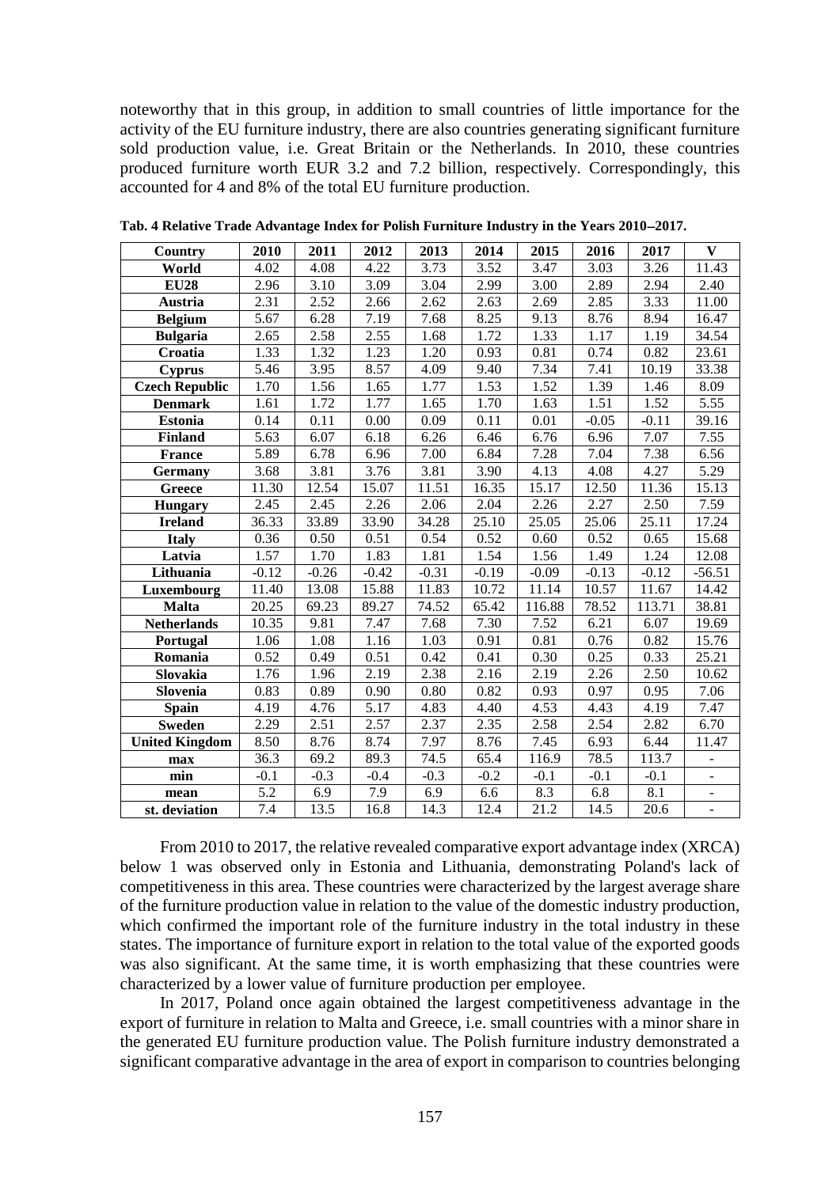noteworthy that in this group, in addition to small countries of little importance for the activity of the EU furniture industry, there are also countries generating significant furniture sold production value, i.e. Great Britain or the Netherlands. In 2010, these countries produced furniture worth EUR 3.2 and 7.2 billion, respectively. Correspondingly, this accounted for 4 and 8% of the total EU furniture production.

**Tab. 4 Relative Trade Advantage Index for Polish Furniture Industry in the Years 2010–2017.**

| Country | 2010 | 2011 | 2012 | 2013 | 2014 | 2015 | 2016 | 2017 | V |
|---|---|---|---|---|---|---|---|---|---|
| World | 4.02 | 4.08 | 4.22 | 3.73 | 3.52 | 3.47 | 3.03 | 3.26 | 11.43 |
| EU28 | 2.96 | 3.10 | 3.09 | 3.04 | 2.99 | 3.00 | 2.89 | 2.94 | 2.40 |
| Austria | 2.31 | 2.52 | 2.66 | 2.62 | 2.63 | 2.69 | 2.85 | 3.33 | 11.00 |
| Belgium | 5.67 | 6.28 | 7.19 | 7.68 | 8.25 | 9.13 | 8.76 | 8.94 | 16.47 |
| Bulgaria | 2.65 | 2.58 | 2.55 | 1.68 | 1.72 | 1.33 | 1.17 | 1.19 | 34.54 |
| Croatia | 1.33 | 1.32 | 1.23 | 1.20 | 0.93 | 0.81 | 0.74 | 0.82 | 23.61 |
| Cyprus | 5.46 | 3.95 | 8.57 | 4.09 | 9.40 | 7.34 | 7.41 | 10.19 | 33.38 |
| Czech Republic | 1.70 | 1.56 | 1.65 | 1.77 | 1.53 | 1.52 | 1.39 | 1.46 | 8.09 |
| Denmark | 1.61 | 1.72 | 1.77 | 1.65 | 1.70 | 1.63 | 1.51 | 1.52 | 5.55 |
| Estonia | 0.14 | 0.11 | 0.00 | 0.09 | 0.11 | 0.01 | -0.05 | -0.11 | 39.16 |
| Finland | 5.63 | 6.07 | 6.18 | 6.26 | 6.46 | 6.76 | 6.96 | 7.07 | 7.55 |
| France | 5.89 | 6.78 | 6.96 | 7.00 | 6.84 | 7.28 | 7.04 | 7.38 | 6.56 |
| Germany | 3.68 | 3.81 | 3.76 | 3.81 | 3.90 | 4.13 | 4.08 | 4.27 | 5.29 |
| Greece | 11.30 | 12.54 | 15.07 | 11.51 | 16.35 | 15.17 | 12.50 | 11.36 | 15.13 |
| Hungary | 2.45 | 2.45 | 2.26 | 2.06 | 2.04 | 2.26 | 2.27 | 2.50 | 7.59 |
| Ireland | 36.33 | 33.89 | 33.90 | 34.28 | 25.10 | 25.05 | 25.06 | 25.11 | 17.24 |
| Italy | 0.36 | 0.50 | 0.51 | 0.54 | 0.52 | 0.60 | 0.52 | 0.65 | 15.68 |
| Latvia | 1.57 | 1.70 | 1.83 | 1.81 | 1.54 | 1.56 | 1.49 | 1.24 | 12.08 |
| Lithuania | -0.12 | -0.26 | -0.42 | -0.31 | -0.19 | -0.09 | -0.13 | -0.12 | -56.51 |
| Luxembourg | 11.40 | 13.08 | 15.88 | 11.83 | 10.72 | 11.14 | 10.57 | 11.67 | 14.42 |
| Malta | 20.25 | 69.23 | 89.27 | 74.52 | 65.42 | 116.88 | 78.52 | 113.71 | 38.81 |
| Netherlands | 10.35 | 9.81 | 7.47 | 7.68 | 7.30 | 7.52 | 6.21 | 6.07 | 19.69 |
| Portugal | 1.06 | 1.08 | 1.16 | 1.03 | 0.91 | 0.81 | 0.76 | 0.82 | 15.76 |
| Romania | 0.52 | 0.49 | 0.51 | 0.42 | 0.41 | 0.30 | 0.25 | 0.33 | 25.21 |
| Slovakia | 1.76 | 1.96 | 2.19 | 2.38 | 2.16 | 2.19 | 2.26 | 2.50 | 10.62 |
| Slovenia | 0.83 | 0.89 | 0.90 | 0.80 | 0.82 | 0.93 | 0.97 | 0.95 | 7.06 |
| Spain | 4.19 | 4.76 | 5.17 | 4.83 | 4.40 | 4.53 | 4.43 | 4.19 | 7.47 |
| Sweden | 2.29 | 2.51 | 2.57 | 2.37 | 2.35 | 2.58 | 2.54 | 2.82 | 6.70 |
| United Kingdom | 8.50 | 8.76 | 8.74 | 7.97 | 8.76 | 7.45 | 6.93 | 6.44 | 11.47 |
| max | 36.3 | 69.2 | 89.3 | 74.5 | 65.4 | 116.9 | 78.5 | 113.7 | - |
| min | -0.1 | -0.3 | -0.4 | -0.3 | -0.2 | -0.1 | -0.1 | -0.1 | - |
| mean | 5.2 | 6.9 | 7.9 | 6.9 | 6.6 | 8.3 | 6.8 | 8.1 | - |
| st. deviation | 7.4 | 13.5 | 16.8 | 14.3 | 12.4 | 21.2 | 14.5 | 20.6 | - |

From 2010 to 2017, the relative revealed comparative export advantage index (XRCA) below 1 was observed only in Estonia and Lithuania, demonstrating Poland's lack of competitiveness in this area. These countries were characterized by the largest average share of the furniture production value in relation to the value of the domestic industry production, which confirmed the important role of the furniture industry in the total industry in these states. The importance of furniture export in relation to the total value of the exported goods was also significant. At the same time, it is worth emphasizing that these countries were characterized by a lower value of furniture production per employee.

In 2017, Poland once again obtained the largest competitiveness advantage in the export of furniture in relation to Malta and Greece, i.e. small countries with a minor share in the generated EU furniture production value. The Polish furniture industry demonstrated a significant comparative advantage in the area of export in comparison to countries belonging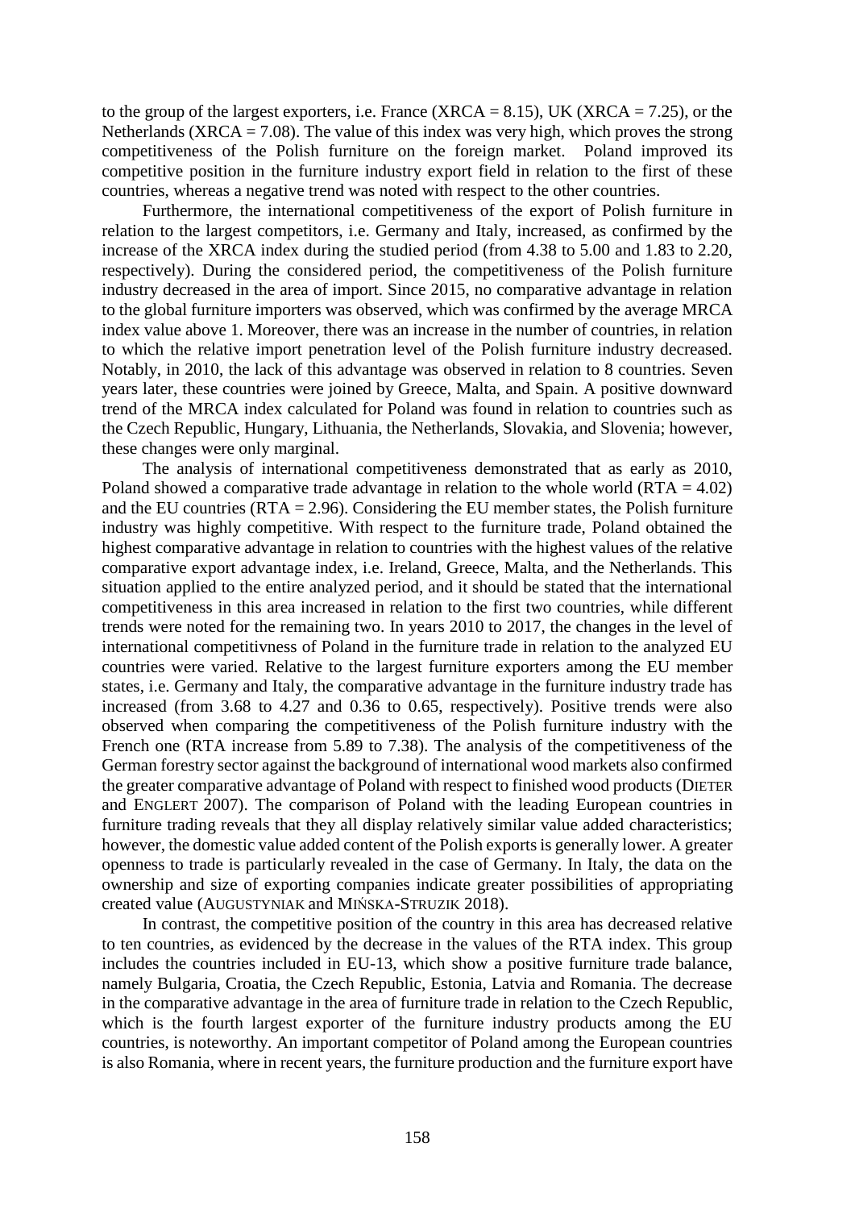to the group of the largest exporters, i.e. France (XRCA = 8.15), UK (XRCA = 7.25), or the Netherlands (XRCA = 7.08). The value of this index was very high, which proves the strong competitiveness of the Polish furniture on the foreign market. Poland improved its competitive position in the furniture industry export field in relation to the first of these countries, whereas a negative trend was noted with respect to the other countries.

Furthermore, the international competitiveness of the export of Polish furniture in relation to the largest competitors, i.e. Germany and Italy, increased, as confirmed by the increase of the XRCA index during the studied period (from 4.38 to 5.00 and 1.83 to 2.20, respectively). During the considered period, the competitiveness of the Polish furniture industry decreased in the area of import. Since 2015, no comparative advantage in relation to the global furniture importers was observed, which was confirmed by the average MRCA index value above 1. Moreover, there was an increase in the number of countries, in relation to which the relative import penetration level of the Polish furniture industry decreased. Notably, in 2010, the lack of this advantage was observed in relation to 8 countries. Seven years later, these countries were joined by Greece, Malta, and Spain. A positive downward trend of the MRCA index calculated for Poland was found in relation to countries such as the Czech Republic, Hungary, Lithuania, the Netherlands, Slovakia, and Slovenia; however, these changes were only marginal.

The analysis of international competitiveness demonstrated that as early as 2010, Poland showed a comparative trade advantage in relation to the whole world (RTA = 4.02) and the EU countries (RTA = 2.96). Considering the EU member states, the Polish furniture industry was highly competitive. With respect to the furniture trade, Poland obtained the highest comparative advantage in relation to countries with the highest values of the relative comparative export advantage index, i.e. Ireland, Greece, Malta, and the Netherlands. This situation applied to the entire analyzed period, and it should be stated that the international competitiveness in this area increased in relation to the first two countries, while different trends were noted for the remaining two. In years 2010 to 2017, the changes in the level of international competitivness of Poland in the furniture trade in relation to the analyzed EU countries were varied. Relative to the largest furniture exporters among the EU member states, i.e. Germany and Italy, the comparative advantage in the furniture industry trade has increased (from 3.68 to 4.27 and 0.36 to 0.65, respectively). Positive trends were also observed when comparing the competitiveness of the Polish furniture industry with the French one (RTA increase from 5.89 to 7.38). The analysis of the competitiveness of the German forestry sector against the background of international wood markets also confirmed the greater comparative advantage of Poland with respect to finished wood products (Dieter and Englert 2007). The comparison of Poland with the leading European countries in furniture trading reveals that they all display relatively similar value added characteristics; however, the domestic value added content of the Polish exports is generally lower. A greater openness to trade is particularly revealed in the case of Germany. In Italy, the data on the ownership and size of exporting companies indicate greater possibilities of appropriating created value (Augustyniak and Mińska-Struzik 2018).

In contrast, the competitive position of the country in this area has decreased relative to ten countries, as evidenced by the decrease in the values of the RTA index. This group includes the countries included in EU-13, which show a positive furniture trade balance, namely Bulgaria, Croatia, the Czech Republic, Estonia, Latvia and Romania. The decrease in the comparative advantage in the area of furniture trade in relation to the Czech Republic, which is the fourth largest exporter of the furniture industry products among the EU countries, is noteworthy. An important competitor of Poland among the European countries is also Romania, where in recent years, the furniture production and the furniture export have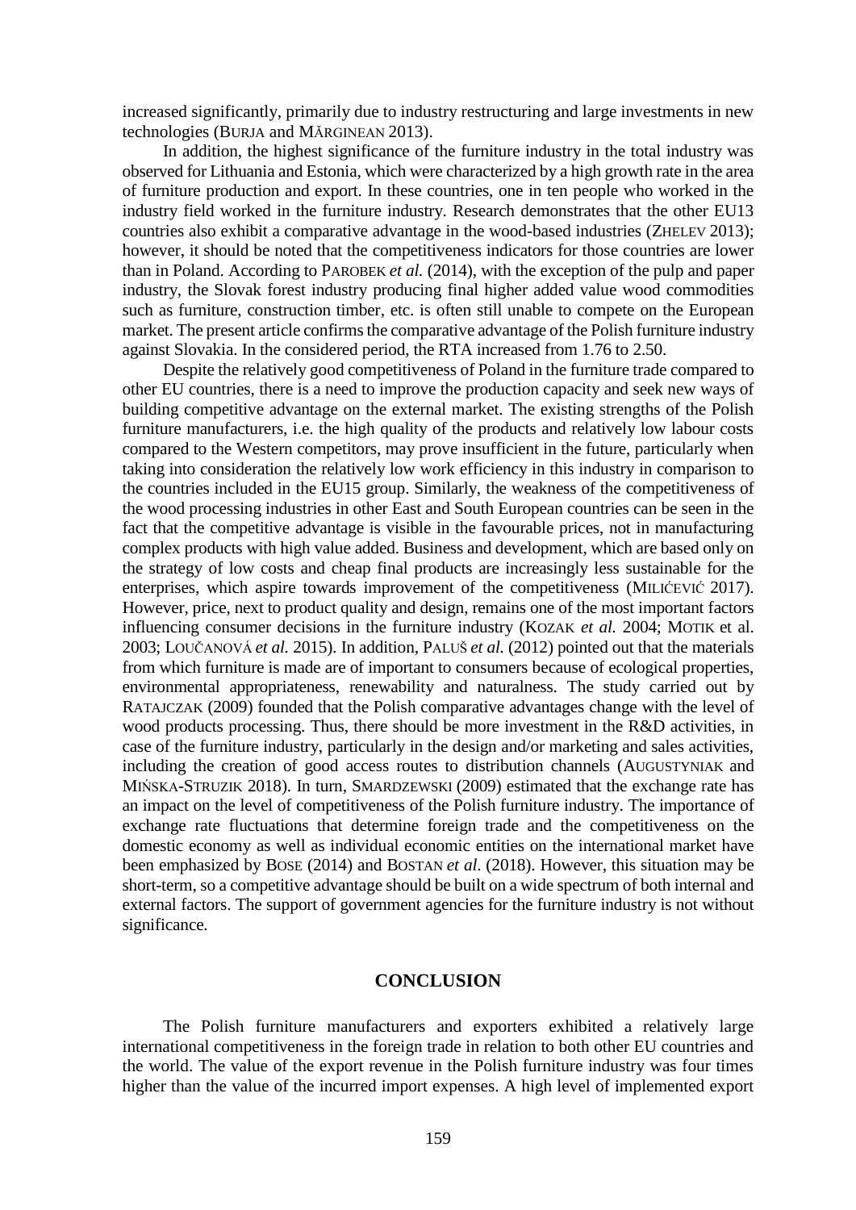increased significantly, primarily due to industry restructuring and large investments in new technologies (BURJA and MĂRGINEAN 2013).

In addition, the highest significance of the furniture industry in the total industry was observed for Lithuania and Estonia, which were characterized by a high growth rate in the area of furniture production and export. In these countries, one in ten people who worked in the industry field worked in the furniture industry. Research demonstrates that the other EU13 countries also exhibit a comparative advantage in the wood-based industries (ZHELEV 2013); however, it should be noted that the competitiveness indicators for those countries are lower than in Poland. According to PAROBEK *et al.* (2014), with the exception of the pulp and paper industry, the Slovak forest industry producing final higher added value wood commodities such as furniture, construction timber, etc. is often still unable to compete on the European market. The present article confirms the comparative advantage of the Polish furniture industry against Slovakia. In the considered period, the RTA increased from 1.76 to 2.50.

Despite the relatively good competitiveness of Poland in the furniture trade compared to other EU countries, there is a need to improve the production capacity and seek new ways of building competitive advantage on the external market. The existing strengths of the Polish furniture manufacturers, i.e. the high quality of the products and relatively low labour costs compared to the Western competitors, may prove insufficient in the future, particularly when taking into consideration the relatively low work efficiency in this industry in comparison to the countries included in the EU15 group. Similarly, the weakness of the competitiveness of the wood processing industries in other East and South European countries can be seen in the fact that the competitive advantage is visible in the favourable prices, not in manufacturing complex products with high value added. Business and development, which are based only on the strategy of low costs and cheap final products are increasingly less sustainable for the enterprises, which aspire towards improvement of the competitiveness (MILIĆEVIĆ 2017). However, price, next to product quality and design, remains one of the most important factors influencing consumer decisions in the furniture industry (KOZAK *et al.* 2004; MOTIK et al. 2003; LOUČANOVÁ *et al.* 2015). In addition, PALUŠ *et al.* (2012) pointed out that the materials from which furniture is made are of important to consumers because of ecological properties, environmental appropriateness, renewability and naturalness. The study carried out by RATAJCZAK (2009) founded that the Polish comparative advantages change with the level of wood products processing. Thus, there should be more investment in the R&D activities, in case of the furniture industry, particularly in the design and/or marketing and sales activities, including the creation of good access routes to distribution channels (AUGUSTYNIAK and MIŃSKA-STRUZIK 2018). In turn, SMARDZEWSKI (2009) estimated that the exchange rate has an impact on the level of competitiveness of the Polish furniture industry. The importance of exchange rate fluctuations that determine foreign trade and the competitiveness on the domestic economy as well as individual economic entities on the international market have been emphasized by BOSE (2014) and BOSTAN *et al.* (2018). However, this situation may be short-term, so a competitive advantage should be built on a wide spectrum of both internal and external factors. The support of government agencies for the furniture industry is not without significance.

## CONCLUSION

The Polish furniture manufacturers and exporters exhibited a relatively large international competitiveness in the foreign trade in relation to both other EU countries and the world. The value of the export revenue in the Polish furniture industry was four times higher than the value of the incurred import expenses. A high level of implemented export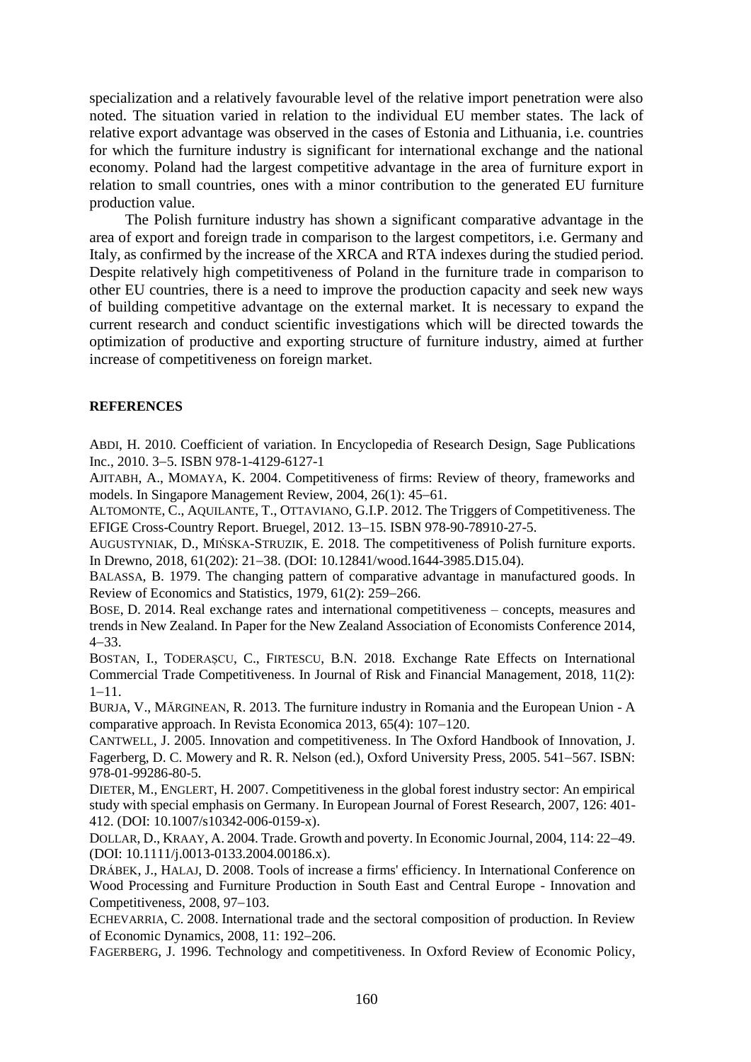specialization and a relatively favourable level of the relative import penetration were also noted. The situation varied in relation to the individual EU member states. The lack of relative export advantage was observed in the cases of Estonia and Lithuania, i.e. countries for which the furniture industry is significant for international exchange and the national economy. Poland had the largest competitive advantage in the area of furniture export in relation to small countries, ones with a minor contribution to the generated EU furniture production value.

The Polish furniture industry has shown a significant comparative advantage in the area of export and foreign trade in comparison to the largest competitors, i.e. Germany and Italy, as confirmed by the increase of the XRCA and RTA indexes during the studied period. Despite relatively high competitiveness of Poland in the furniture trade in comparison to other EU countries, there is a need to improve the production capacity and seek new ways of building competitive advantage on the external market. It is necessary to expand the current research and conduct scientific investigations which will be directed towards the optimization of productive and exporting structure of furniture industry, aimed at further increase of competitiveness on foreign market.

## REFERENCES

ABDI, H. 2010. Coefficient of variation. In Encyclopedia of Research Design, Sage Publications Inc., 2010. 3–5. ISBN 978-1-4129-6127-1

AJITABH, A., MOMAYA, K. 2004. Competitiveness of firms: Review of theory, frameworks and models. In Singapore Management Review, 2004, 26(1): 45–61.

ALTOMONTE, C., AQUILANTE, T., OTTAVIANO, G.I.P. 2012. The Triggers of Competitiveness. The EFIGE Cross-Country Report. Bruegel, 2012. 13–15. ISBN 978-90-78910-27-5.

AUGUSTYNIAK, D., MIŃSKA-STRUZIK, E. 2018. The competitiveness of Polish furniture exports. In Drewno, 2018, 61(202): 21–38. (DOI: 10.12841/wood.1644-3985.D15.04).

BALASSA, B. 1979. The changing pattern of comparative advantage in manufactured goods. In Review of Economics and Statistics, 1979, 61(2): 259–266.

BOSE, D. 2014. Real exchange rates and international competitiveness – concepts, measures and trends in New Zealand. In Paper for the New Zealand Association of Economists Conference 2014, 4–33.

BOSTAN, I., TODERAȘCU, C., FIRTESCU, B.N. 2018. Exchange Rate Effects on International Commercial Trade Competitiveness. In Journal of Risk and Financial Management, 2018, 11(2): 1–11.

BURJA, V., MĂRGINEAN, R. 2013. The furniture industry in Romania and the European Union - A comparative approach. In Revista Economica 2013, 65(4): 107–120.

CANTWELL, J. 2005. Innovation and competitiveness. In The Oxford Handbook of Innovation, J. Fagerberg, D. C. Mowery and R. R. Nelson (ed.), Oxford University Press, 2005. 541–567. ISBN: 978-01-99286-80-5.

DIETER, M., ENGLERT, H. 2007. Competitiveness in the global forest industry sector: An empirical study with special emphasis on Germany. In European Journal of Forest Research, 2007, 126: 401-412. (DOI: 10.1007/s10342-006-0159-x).

DOLLAR, D., KRAAY, A. 2004. Trade. Growth and poverty. In Economic Journal, 2004, 114: 22–49. (DOI: 10.1111/j.0013-0133.2004.00186.x).

DRÁBEK, J., HALAJ, D. 2008. Tools of increase a firms' efficiency. In International Conference on Wood Processing and Furniture Production in South East and Central Europe - Innovation and Competitiveness, 2008, 97–103.

ECHEVARRIA, C. 2008. International trade and the sectoral composition of production. In Review of Economic Dynamics, 2008, 11: 192–206.

FAGERBERG, J. 1996. Technology and competitiveness. In Oxford Review of Economic Policy,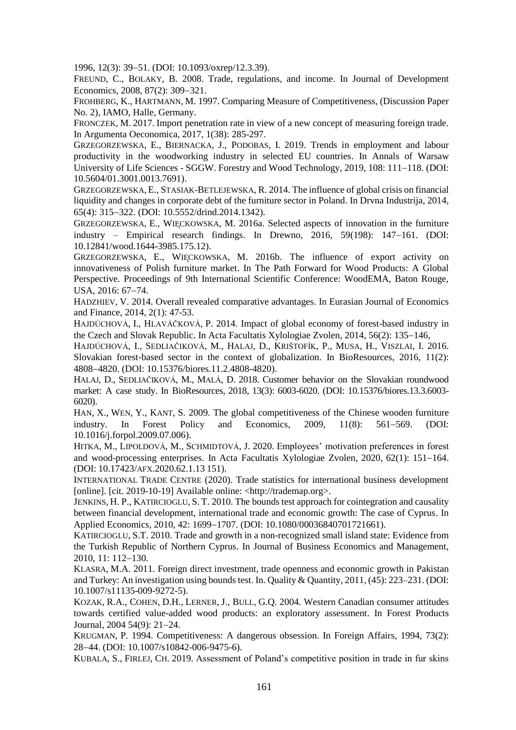1996, 12(3): 39–51. (DOI: 10.1093/oxrep/12.3.39).

FREUND, C., BOLAKY, B. 2008. Trade, regulations, and income. In Journal of Development Economics, 2008, 87(2): 309–321.

FROHBERG, K., HARTMANN, M. 1997. Comparing Measure of Competitiveness, (Discussion Paper No. 2), IAMO, Halle, Germany.

FRONCZEK, M. 2017. Import penetration rate in view of a new concept of measuring foreign trade. In Argumenta Oeconomica, 2017, 1(38): 285-297.

GRZEGORZEWSKA, E., BIERNACKA, J., PODOBAS, I. 2019. Trends in employment and labour productivity in the woodworking industry in selected EU countries. In Annals of Warsaw University of Life Sciences - SGGW. Forestry and Wood Technology, 2019, 108: 111–118. (DOI: 10.5604/01.3001.0013.7691).

GRZEGORZEWSKA, E., STASIAK-BETLEJEWSKA, R. 2014. The influence of global crisis on financial liquidity and changes in corporate debt of the furniture sector in Poland. In Drvna Industrija, 2014, 65(4): 315–322. (DOI: 10.5552/drind.2014.1342).

GRZEGORZEWSKA, E., WIĘCKOWSKA, M. 2016a. Selected aspects of innovation in the furniture industry – Empirical research findings. In Drewno, 2016, 59(198): 147–161. (DOI: 10.12841/wood.1644-3985.175.12).

GRZEGORZEWSKA, E., WIĘCKOWSKA, M. 2016b. The influence of export activity on innovativeness of Polish furniture market. In The Path Forward for Wood Products: A Global Perspective. Proceedings of 9th International Scientific Conference: WoodEMA, Baton Rouge, USA, 2016: 67–74.

HADZHIEV, V. 2014. Overall revealed comparative advantages. In Eurasian Journal of Economics and Finance, 2014, 2(1): 47-53.

HAJDÚCHOVÁ, I., HLAVÁČKOVÁ, P. 2014. Impact of global economy of forest-based industry in the Czech and Slovak Republic. In Acta Facultatis Xylologiae Zvolen, 2014, 56(2): 135–146,

HAJDÚCHOVÁ, I., SEDLIAČIKOVÁ, M., HALAJ, D., KRIŠTOFÍK, P., MUSA, H., VISZLAI, I. 2016. Slovakian forest-based sector in the context of globalization. In BioResources, 2016, 11(2): 4808–4820. (DOI: 10.15376/biores.11.2.4808-4820).

HALAJ, D., SEDLIAČIKOVÁ, M., MALÁ, D. 2018. Customer behavior on the Slovakian roundwood market: A case study. In BioResources, 2018, 13(3): 6003-6020. (DOI: 10.15376/biores.13.3.6003-6020).

HAN, X., WEN, Y., KANT, S. 2009. The global competitiveness of the Chinese wooden furniture industry. In Forest Policy and Economics, 2009, 11(8): 561–569. (DOI: 10.1016/j.forpol.2009.07.006).

HITKA, M., LIPOLDOVÁ, M., SCHMIDTOVÁ, J. 2020. Employees' motivation preferences in forest and wood-processing enterprises. In Acta Facultatis Xylologiae Zvolen, 2020, 62(1): 151–164. (DOI: 10.17423/AFX.2020.62.1.13 151).

INTERNATIONAL TRADE CENTRE (2020). Trade statistics for international business development [online]. [cit. 2019-10-19] Available online: <http://trademap.org>.

JENKINS, H. P., KATIRCIOGLU, S. T. 2010. The bounds test approach for cointegration and causality between financial development, international trade and economic growth: The case of Cyprus. In Applied Economics, 2010, 42: 1699–1707. (DOI: 10.1080/00036840701721661).

KATIRCIOGLU, S.T. 2010. Trade and growth in a non-recognized small island state: Evidence from the Turkish Republic of Northern Cyprus. In Journal of Business Economics and Management, 2010, 11: 112–130.

KLASRA, M.A. 2011. Foreign direct investment, trade openness and economic growth in Pakistan and Turkey: An investigation using bounds test. In. Quality & Quantity, 2011, (45): 223–231. (DOI: 10.1007/s11135-009-9272-5).

KOZAK, R.A., COHEN, D.H., LERNER, J., BULL, G.Q. 2004. Western Canadian consumer attitudes towards certified value-added wood products: an exploratory assessment. In Forest Products Journal, 2004 54(9): 21–24.

KRUGMAN, P. 1994. Competitiveness: A dangerous obsession. In Foreign Affairs, 1994, 73(2): 28–44. (DOI: 10.1007/s10842-006-9475-6).

KUBALA, S., FIRLEJ, CH. 2019. Assessment of Poland's competitive position in trade in fur skins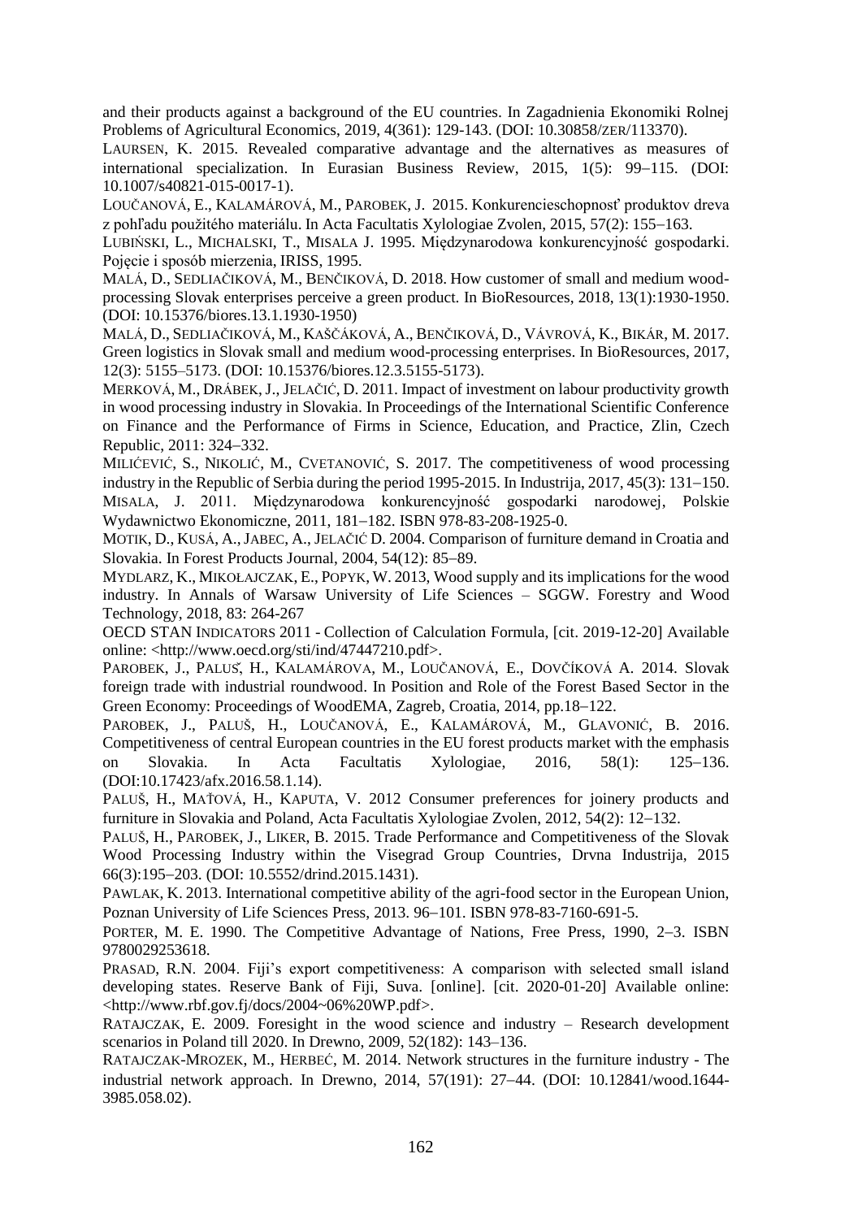and their products against a background of the EU countries. In Zagadnienia Ekonomiki Rolnej Problems of Agricultural Economics, 2019, 4(361): 129-143. (DOI: 10.30858/ZER/113370).

LAURSEN, K. 2015. Revealed comparative advantage and the alternatives as measures of international specialization. In Eurasian Business Review, 2015, 1(5): 99–115. (DOI: 10.1007/s40821-015-0017-1).

LOUČANOVÁ, E., KALAMÁROVÁ, M., PAROBEK, J. 2015. Konkurencieschopnosť produktov dreva z pohľadu použitého materiálu. In Acta Facultatis Xylologiae Zvolen, 2015, 57(2): 155–163.

LUBIŃSKI, L., MICHALSKI, T., MISALA J. 1995. Międzynarodowa konkurencyjność gospodarki. Pojęcie i sposób mierzenia, IRISS, 1995.

MALÁ, D., SEDLIAČIKOVÁ, M., BENČIKOVÁ, D. 2018. How customer of small and medium wood-processing Slovak enterprises perceive a green product. In BioResources, 2018, 13(1):1930-1950. (DOI: 10.15376/biores.13.1.1930-1950)

MALÁ, D., SEDLIAČIKOVÁ, M., KAŠČÁKOVÁ, A., BENČIKOVÁ, D., VÁVROVÁ, K., BIKÁR, M. 2017. Green logistics in Slovak small and medium wood-processing enterprises. In BioResources, 2017, 12(3): 5155–5173. (DOI: 10.15376/biores.12.3.5155-5173).

MERKOVÁ, M., DRÁBEK, J., JELAČIĆ, D. 2011. Impact of investment on labour productivity growth in wood processing industry in Slovakia. In Proceedings of the International Scientific Conference on Finance and the Performance of Firms in Science, Education, and Practice, Zlin, Czech Republic, 2011: 324–332.

MILIĆEVIĆ, S., NIKOLIĆ, M., CVETANOVIĆ, S. 2017. The competitiveness of wood processing industry in the Republic of Serbia during the period 1995-2015. In Industrija, 2017, 45(3): 131–150.

MISALA, J. 2011. Międzynarodowa konkurencyjność gospodarki narodowej, Polskie Wydawnictwo Ekonomiczne, 2011, 181–182. ISBN 978-83-208-1925-0.

MOTIK, D., KUSÁ, A., JABEC, A., JELAČIĆ D. 2004. Comparison of furniture demand in Croatia and Slovakia. In Forest Products Journal, 2004, 54(12): 85–89.

MYDLARZ, K., MIKOŁAJCZAK, E., POPYK, W. 2013, Wood supply and its implications for the wood industry. In Annals of Warsaw University of Life Sciences – SGGW. Forestry and Wood Technology, 2018, 83: 264-267

OECD STAN INDICATORS 2011 - Collection of Calculation Formula, [cit. 2019-12-20] Available online: <http://www.oecd.org/sti/ind/47447210.pdf>.

PAROBEK, J., PALUŠ, H., KALAMÁROVA, M., LOUČANOVÁ, E., DOVČÍKOVÁ A. 2014. Slovak foreign trade with industrial roundwood. In Position and Role of the Forest Based Sector in the Green Economy: Proceedings of WoodEMA, Zagreb, Croatia, 2014, pp.18–122.

PAROBEK, J., PALUŠ, H., LOUČANOVÁ, E., KALAMÁROVÁ, M., GLAVONIĆ, B. 2016. Competitiveness of central European countries in the EU forest products market with the emphasis on Slovakia. In Acta Facultatis Xylologiae, 2016, 58(1): 125–136. (DOI:10.17423/afx.2016.58.1.14).

PALUŠ, H., MAŤOVÁ, H., KAPUTA, V. 2012 Consumer preferences for joinery products and furniture in Slovakia and Poland, Acta Facultatis Xylologiae Zvolen, 2012, 54(2): 12–132.

PALUŠ, H., PAROBEK, J., LIKER, B. 2015. Trade Performance and Competitiveness of the Slovak Wood Processing Industry within the Visegrad Group Countries, Drvna Industrija, 2015 66(3):195–203. (DOI: 10.5552/drind.2015.1431).

PAWLAK, K. 2013. International competitive ability of the agri-food sector in the European Union, Poznan University of Life Sciences Press, 2013. 96–101. ISBN 978-83-7160-691-5.

PORTER, M. E. 1990. The Competitive Advantage of Nations, Free Press, 1990, 2–3. ISBN 9780029253618.

PRASAD, R.N. 2004. Fiji's export competitiveness: A comparison with selected small island developing states. Reserve Bank of Fiji, Suva. [online]. [cit. 2020-01-20] Available online: <http://www.rbf.gov.fj/docs/2004~06%20WP.pdf>.

RATAJCZAK, E. 2009. Foresight in the wood science and industry – Research development scenarios in Poland till 2020. In Drewno, 2009, 52(182): 143–136.

RATAJCZAK-MROZEK, M., HERBEĆ, M. 2014. Network structures in the furniture industry - The industrial network approach. In Drewno, 2014, 57(191): 27–44. (DOI: 10.12841/wood.1644-3985.058.02).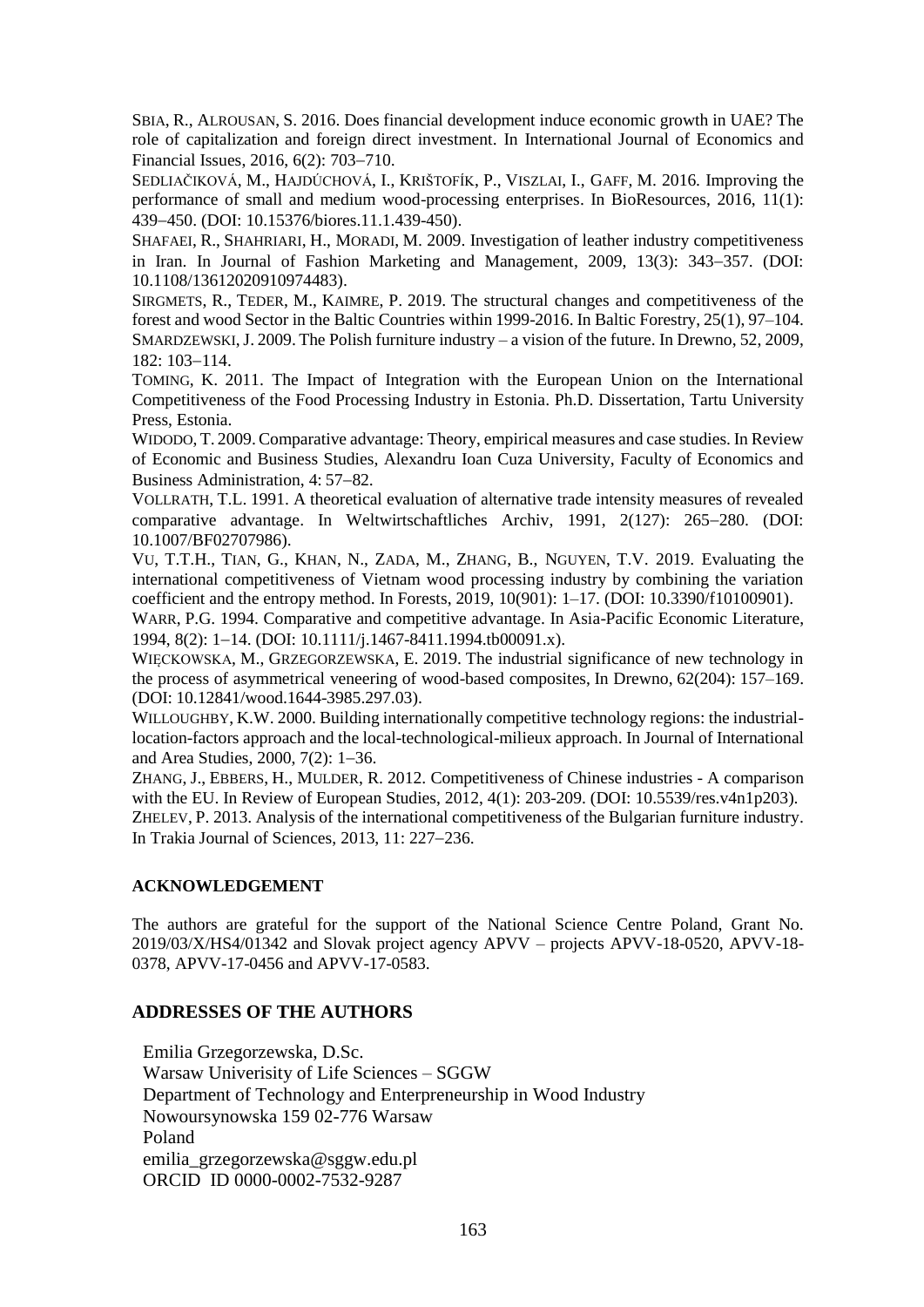SBIA, R., ALROUSAN, S. 2016. Does financial development induce economic growth in UAE? The role of capitalization and foreign direct investment. In International Journal of Economics and Financial Issues, 2016, 6(2): 703–710.

SEDLIAČIKOVÁ, M., HAJDÚCHOVÁ, I., KRIŠTOFÍK, P., VISZLAI, I., GAFF, M. 2016. Improving the performance of small and medium wood-processing enterprises. In BioResources, 2016, 11(1): 439–450. (DOI: 10.15376/biores.11.1.439-450).

SHAFAEI, R., SHAHRIARI, H., MORADI, M. 2009. Investigation of leather industry competitiveness in Iran. In Journal of Fashion Marketing and Management, 2009, 13(3): 343–357. (DOI: 10.1108/13612020910974483).

SIRGMETS, R., TEDER, M., KAIMRE, P. 2019. The structural changes and competitiveness of the forest and wood Sector in the Baltic Countries within 1999-2016. In Baltic Forestry, 25(1), 97–104.

SMARDZEWSKI, J. 2009. The Polish furniture industry – a vision of the future. In Drewno, 52, 2009, 182: 103–114.

TOMING, K. 2011. The Impact of Integration with the European Union on the International Competitiveness of the Food Processing Industry in Estonia. Ph.D. Dissertation, Tartu University Press, Estonia.

WIDODO, T. 2009. Comparative advantage: Theory, empirical measures and case studies. In Review of Economic and Business Studies, Alexandru Ioan Cuza University, Faculty of Economics and Business Administration, 4: 57–82.

VOLLRATH, T.L. 1991. A theoretical evaluation of alternative trade intensity measures of revealed comparative advantage. In Weltwirtschaftliches Archiv, 1991, 2(127): 265–280. (DOI: 10.1007/BF02707986).

VU, T.T.H., TIAN, G., KHAN, N., ZADA, M., ZHANG, B., NGUYEN, T.V. 2019. Evaluating the international competitiveness of Vietnam wood processing industry by combining the variation coefficient and the entropy method. In Forests, 2019, 10(901): 1–17. (DOI: 10.3390/f10100901).

WARR, P.G. 1994. Comparative and competitive advantage. In Asia-Pacific Economic Literature, 1994, 8(2): 1–14. (DOI: 10.1111/j.1467-8411.1994.tb00091.x).

WIĘCKOWSKA, M., GRZEGORZEWSKA, E. 2019. The industrial significance of new technology in the process of asymmetrical veneering of wood-based composites, In Drewno, 62(204): 157–169. (DOI: 10.12841/wood.1644-3985.297.03).

WILLOUGHBY, K.W. 2000. Building internationally competitive technology regions: the industrial-location-factors approach and the local-technological-milieux approach. In Journal of International and Area Studies, 2000, 7(2): 1–36.

ZHANG, J., EBBERS, H., MULDER, R. 2012. Competitiveness of Chinese industries - A comparison with the EU. In Review of European Studies, 2012, 4(1): 203-209. (DOI: 10.5539/res.v4n1p203).

ZHELEV, P. 2013. Analysis of the international competitiveness of the Bulgarian furniture industry. In Trakia Journal of Sciences, 2013, 11: 227–236.

## ACKNOWLEDGEMENT

The authors are grateful for the support of the National Science Centre Poland, Grant No. 2019/03/X/HS4/01342 and Slovak project agency APVV – projects APVV-18-0520, APVV-18-0378, APVV-17-0456 and APVV-17-0583.

## ADDRESSES OF THE AUTHORS

Emilia Grzegorzewska, D.Sc.
Warsaw Univerisity of Life Sciences – SGGW
Department of Technology and Enterpreneurship in Wood Industry
Nowoursynowska 159 02-776 Warsaw
Poland
emilia_grzegorzewska@sggw.edu.pl
ORCID ID 0000-0002-7532-9287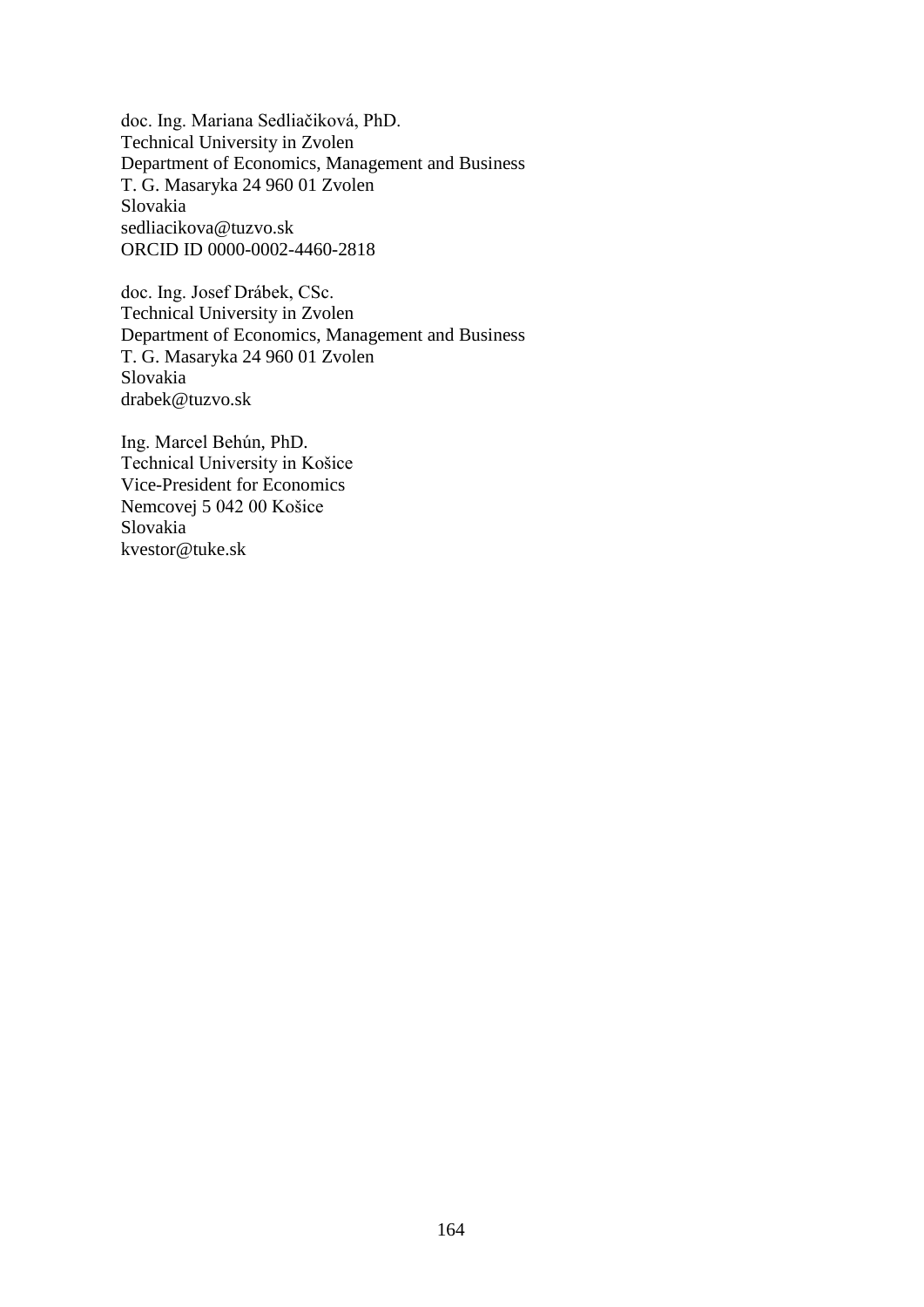doc. Ing. Mariana Sedliačiková, PhD.
Technical University in Zvolen
Department of Economics, Management and Business
T. G. Masaryka 24 960 01 Zvolen
Slovakia
sedliacikova@tuzvo.sk
ORCID ID 0000-0002-4460-2818

doc. Ing. Josef Drábek, CSc.
Technical University in Zvolen
Department of Economics, Management and Business
T. G. Masaryka 24 960 01 Zvolen
Slovakia
drabek@tuzvo.sk

Ing. Marcel Behún, PhD.
Technical University in Košice
Vice-President for Economics
Nemcovej 5 042 00 Košice
Slovakia
kvestor@tuke.sk